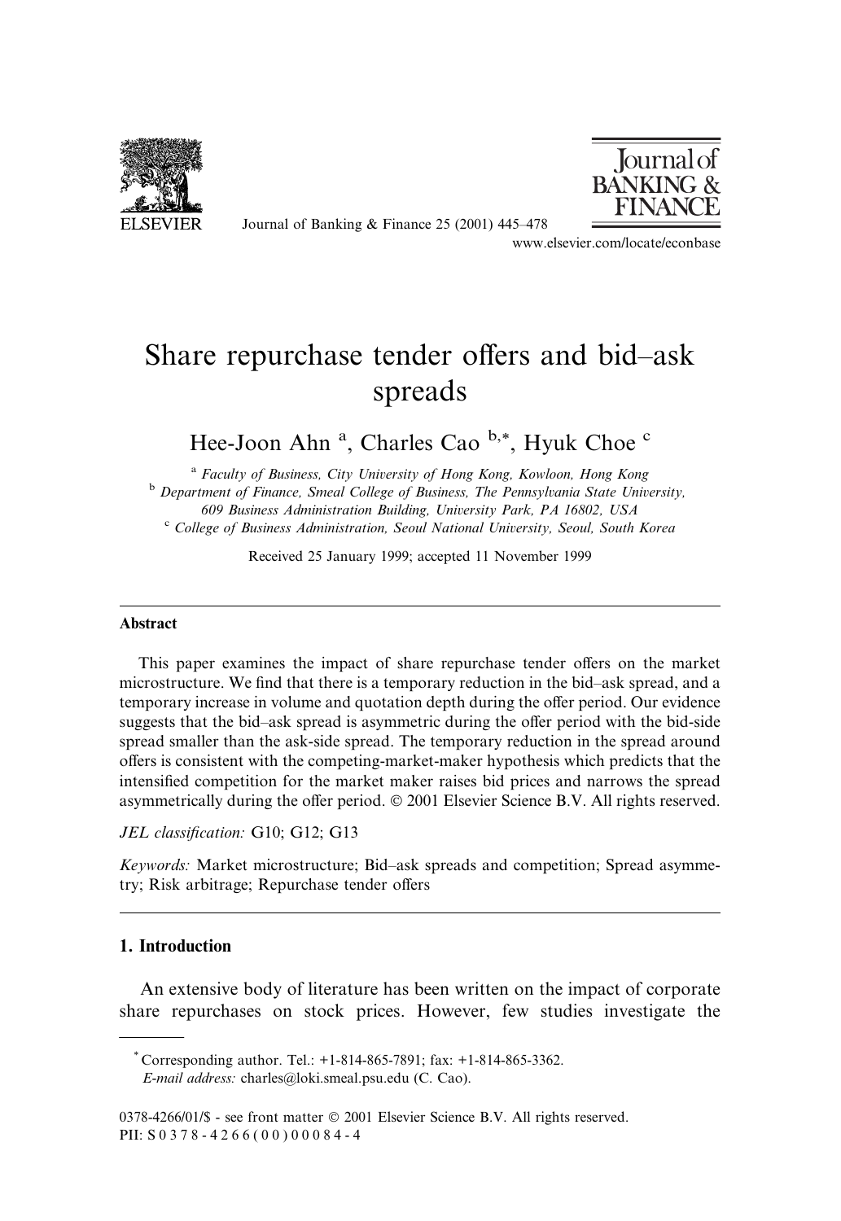# Share repurchase tender offers and bid–ask spreads

Hee-Joon Ahn [a], Charles Cao [b,*], Hyuk Choe [c]

[a] *Faculty of Business, City University of Hong Kong, Kowloon, Hong Kong*

[b] *Department of Finance, Smeal College of Business, The Pennsylvania State University, 609 Business Administration Building, University Park, PA 16802, USA*

[c] *College of Business Administration, Seoul National University, Seoul, South Korea*

Received 25 January 1999; accepted 11 November 1999

## Abstract

This paper examines the impact of share repurchase tender offers on the market microstructure. We find that there is a temporary reduction in the bid–ask spread, and a temporary increase in volume and quotation depth during the offer period. Our evidence suggests that the bid–ask spread is asymmetric during the offer period with the bid-side spread smaller than the ask-side spread. The temporary reduction in the spread around offers is consistent with the competing-market-maker hypothesis which predicts that the intensified competition for the market maker raises bid prices and narrows the spread asymmetrically during the offer period. © 2001 Elsevier Science B.V. All rights reserved.

*JEL classification:* G10; G12; G13

*Keywords:* Market microstructure; Bid–ask spreads and competition; Spread asymmetry; Risk arbitrage; Repurchase tender offers

## 1. Introduction

An extensive body of literature has been written on the impact of corporate share repurchases on stock prices. However, few studies investigate the

---

\* Corresponding author. Tel.: +1-814-865-7891; fax: +1-814-865-3362.
*E-mail address:* charles@loki.smeal.psu.edu (C. Cao).

0378-4266/01/$ - see front matter © 2001 Elsevier Science B.V. All rights reserved.
PII: S0378-4266(00)00084-4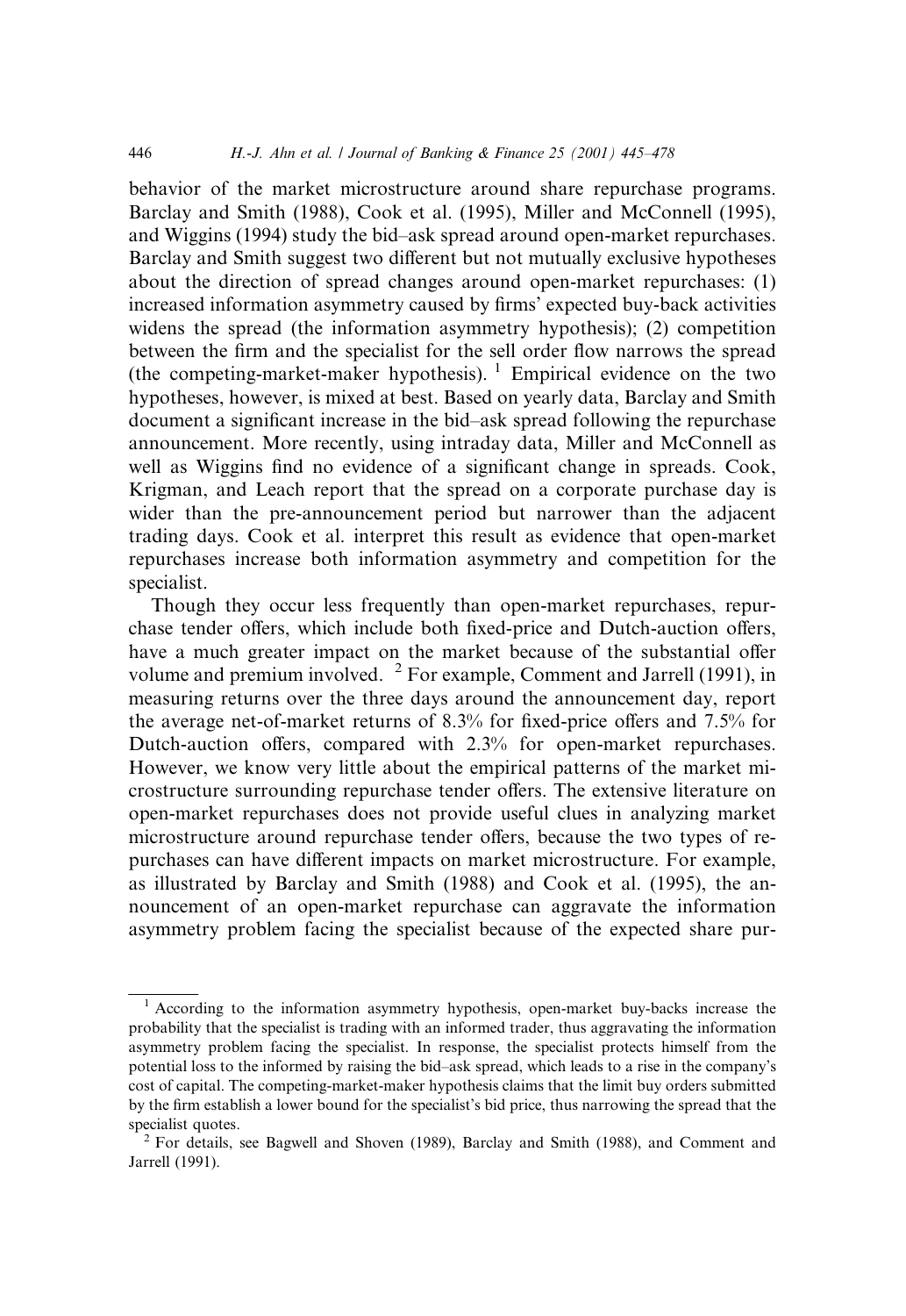behavior of the market microstructure around share repurchase programs. Barclay and Smith (1988), Cook et al. (1995), Miller and McConnell (1995), and Wiggins (1994) study the bid–ask spread around open-market repurchases. Barclay and Smith suggest two different but not mutually exclusive hypotheses about the direction of spread changes around open-market repurchases: (1) increased information asymmetry caused by firms' expected buy-back activities widens the spread (the information asymmetry hypothesis); (2) competition between the firm and the specialist for the sell order flow narrows the spread (the competing-market-maker hypothesis). [1] Empirical evidence on the two hypotheses, however, is mixed at best. Based on yearly data, Barclay and Smith document a significant increase in the bid–ask spread following the repurchase announcement. More recently, using intraday data, Miller and McConnell as well as Wiggins find no evidence of a significant change in spreads. Cook, Krigman, and Leach report that the spread on a corporate purchase day is wider than the pre-announcement period but narrower than the adjacent trading days. Cook et al. interpret this result as evidence that open-market repurchases increase both information asymmetry and competition for the specialist.

Though they occur less frequently than open-market repurchases, repurchase tender offers, which include both fixed-price and Dutch-auction offers, have a much greater impact on the market because of the substantial offer volume and premium involved. [2] For example, Comment and Jarrell (1991), in measuring returns over the three days around the announcement day, report the average net-of-market returns of 8.3% for fixed-price offers and 7.5% for Dutch-auction offers, compared with 2.3% for open-market repurchases. However, we know very little about the empirical patterns of the market microstructure surrounding repurchase tender offers. The extensive literature on open-market repurchases does not provide useful clues in analyzing market microstructure around repurchase tender offers, because the two types of repurchases can have different impacts on market microstructure. For example, as illustrated by Barclay and Smith (1988) and Cook et al. (1995), the announcement of an open-market repurchase can aggravate the information asymmetry problem facing the specialist because of the expected share pur-

---

[1] According to the information asymmetry hypothesis, open-market buy-backs increase the probability that the specialist is trading with an informed trader, thus aggravating the information asymmetry problem facing the specialist. In response, the specialist protects himself from the potential loss to the informed by raising the bid–ask spread, which leads to a rise in the company's cost of capital. The competing-market-maker hypothesis claims that the limit buy orders submitted by the firm establish a lower bound for the specialist's bid price, thus narrowing the spread that the specialist quotes.

[2] For details, see Bagwell and Shoven (1989), Barclay and Smith (1988), and Comment and Jarrell (1991).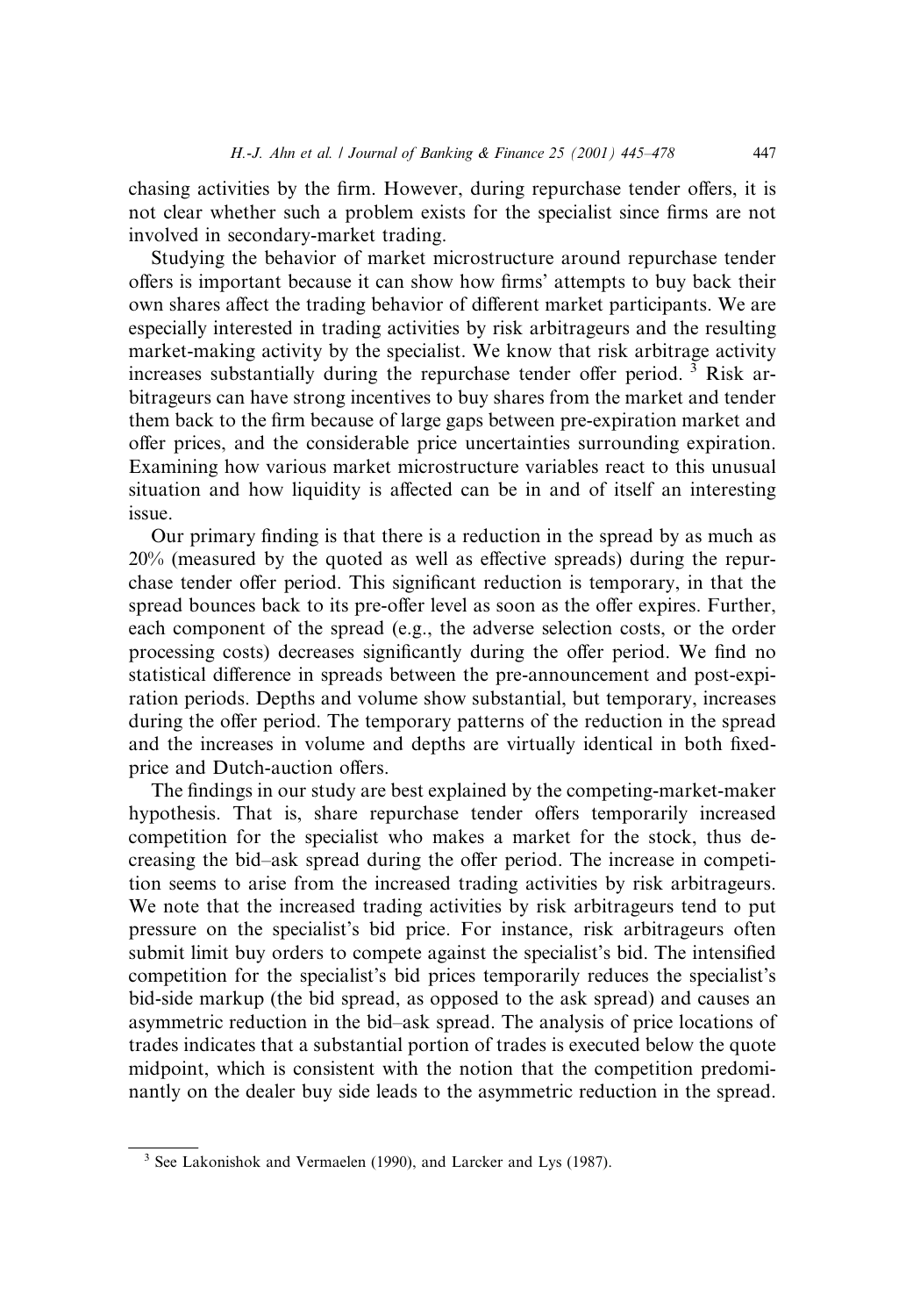chasing activities by the firm. However, during repurchase tender offers, it is not clear whether such a problem exists for the specialist since firms are not involved in secondary-market trading.

Studying the behavior of market microstructure around repurchase tender offers is important because it can show how firms' attempts to buy back their own shares affect the trading behavior of different market participants. We are especially interested in trading activities by risk arbitrageurs and the resulting market-making activity by the specialist. We know that risk arbitrage activity increases substantially during the repurchase tender offer period. [3] Risk arbitrageurs can have strong incentives to buy shares from the market and tender them back to the firm because of large gaps between pre-expiration market and offer prices, and the considerable price uncertainties surrounding expiration. Examining how various market microstructure variables react to this unusual situation and how liquidity is affected can be in and of itself an interesting issue.

Our primary finding is that there is a reduction in the spread by as much as 20% (measured by the quoted as well as effective spreads) during the repurchase tender offer period. This significant reduction is temporary, in that the spread bounces back to its pre-offer level as soon as the offer expires. Further, each component of the spread (e.g., the adverse selection costs, or the order processing costs) decreases significantly during the offer period. We find no statistical difference in spreads between the pre-announcement and post-expiration periods. Depths and volume show substantial, but temporary, increases during the offer period. The temporary patterns of the reduction in the spread and the increases in volume and depths are virtually identical in both fixed-price and Dutch-auction offers.

The findings in our study are best explained by the competing-market-maker hypothesis. That is, share repurchase tender offers temporarily increased competition for the specialist who makes a market for the stock, thus decreasing the bid–ask spread during the offer period. The increase in competition seems to arise from the increased trading activities by risk arbitrageurs. We note that the increased trading activities by risk arbitrageurs tend to put pressure on the specialist's bid price. For instance, risk arbitrageurs often submit limit buy orders to compete against the specialist's bid. The intensified competition for the specialist's bid prices temporarily reduces the specialist's bid-side markup (the bid spread, as opposed to the ask spread) and causes an asymmetric reduction in the bid–ask spread. The analysis of price locations of trades indicates that a substantial portion of trades is executed below the quote midpoint, which is consistent with the notion that the competition predominantly on the dealer buy side leads to the asymmetric reduction in the spread.

---

[3] See Lakonishok and Vermaelen (1990), and Larcker and Lys (1987).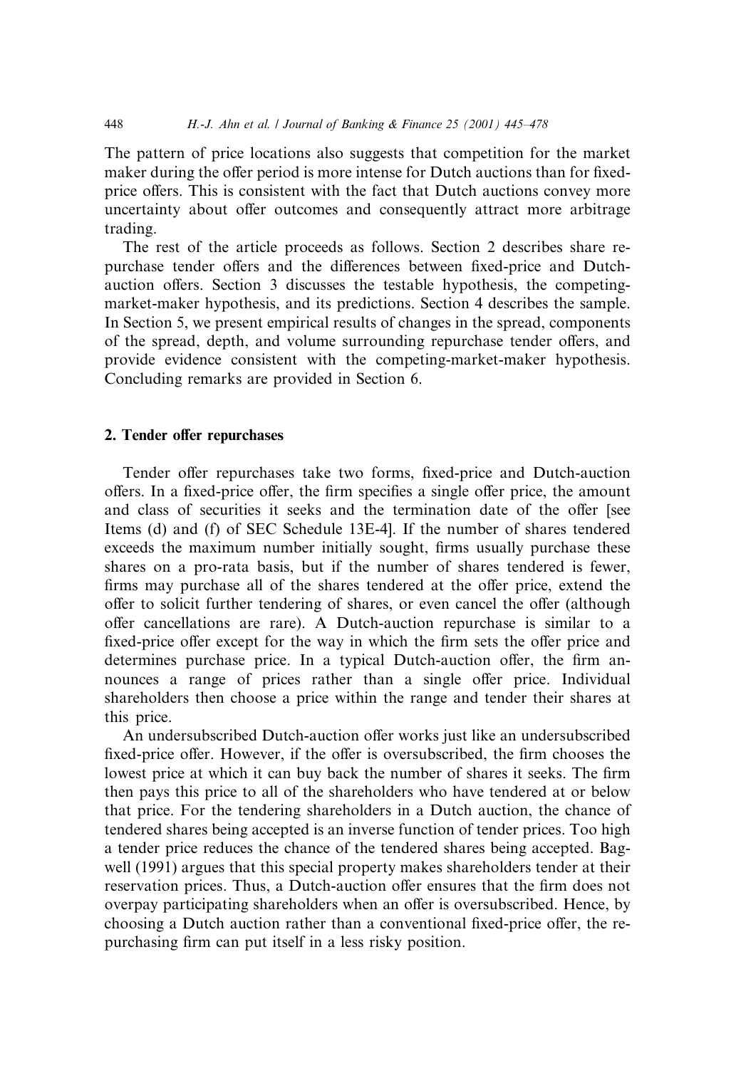The pattern of price locations also suggests that competition for the market maker during the offer period is more intense for Dutch auctions than for fixed-price offers. This is consistent with the fact that Dutch auctions convey more uncertainty about offer outcomes and consequently attract more arbitrage trading.

The rest of the article proceeds as follows. Section 2 describes share repurchase tender offers and the differences between fixed-price and Dutch-auction offers. Section 3 discusses the testable hypothesis, the competing-market-maker hypothesis, and its predictions. Section 4 describes the sample. In Section 5, we present empirical results of changes in the spread, components of the spread, depth, and volume surrounding repurchase tender offers, and provide evidence consistent with the competing-market-maker hypothesis. Concluding remarks are provided in Section 6.

## 2. Tender offer repurchases

Tender offer repurchases take two forms, fixed-price and Dutch-auction offers. In a fixed-price offer, the firm specifies a single offer price, the amount and class of securities it seeks and the termination date of the offer [see Items (d) and (f) of SEC Schedule 13E-4]. If the number of shares tendered exceeds the maximum number initially sought, firms usually purchase these shares on a pro-rata basis, but if the number of shares tendered is fewer, firms may purchase all of the shares tendered at the offer price, extend the offer to solicit further tendering of shares, or even cancel the offer (although offer cancellations are rare). A Dutch-auction repurchase is similar to a fixed-price offer except for the way in which the firm sets the offer price and determines purchase price. In a typical Dutch-auction offer, the firm announces a range of prices rather than a single offer price. Individual shareholders then choose a price within the range and tender their shares at this price.

An undersubscribed Dutch-auction offer works just like an undersubscribed fixed-price offer. However, if the offer is oversubscribed, the firm chooses the lowest price at which it can buy back the number of shares it seeks. The firm then pays this price to all of the shareholders who have tendered at or below that price. For the tendering shareholders in a Dutch auction, the chance of tendered shares being accepted is an inverse function of tender prices. Too high a tender price reduces the chance of the tendered shares being accepted. Bagwell (1991) argues that this special property makes shareholders tender at their reservation prices. Thus, a Dutch-auction offer ensures that the firm does not overpay participating shareholders when an offer is oversubscribed. Hence, by choosing a Dutch auction rather than a conventional fixed-price offer, the repurchasing firm can put itself in a less risky position.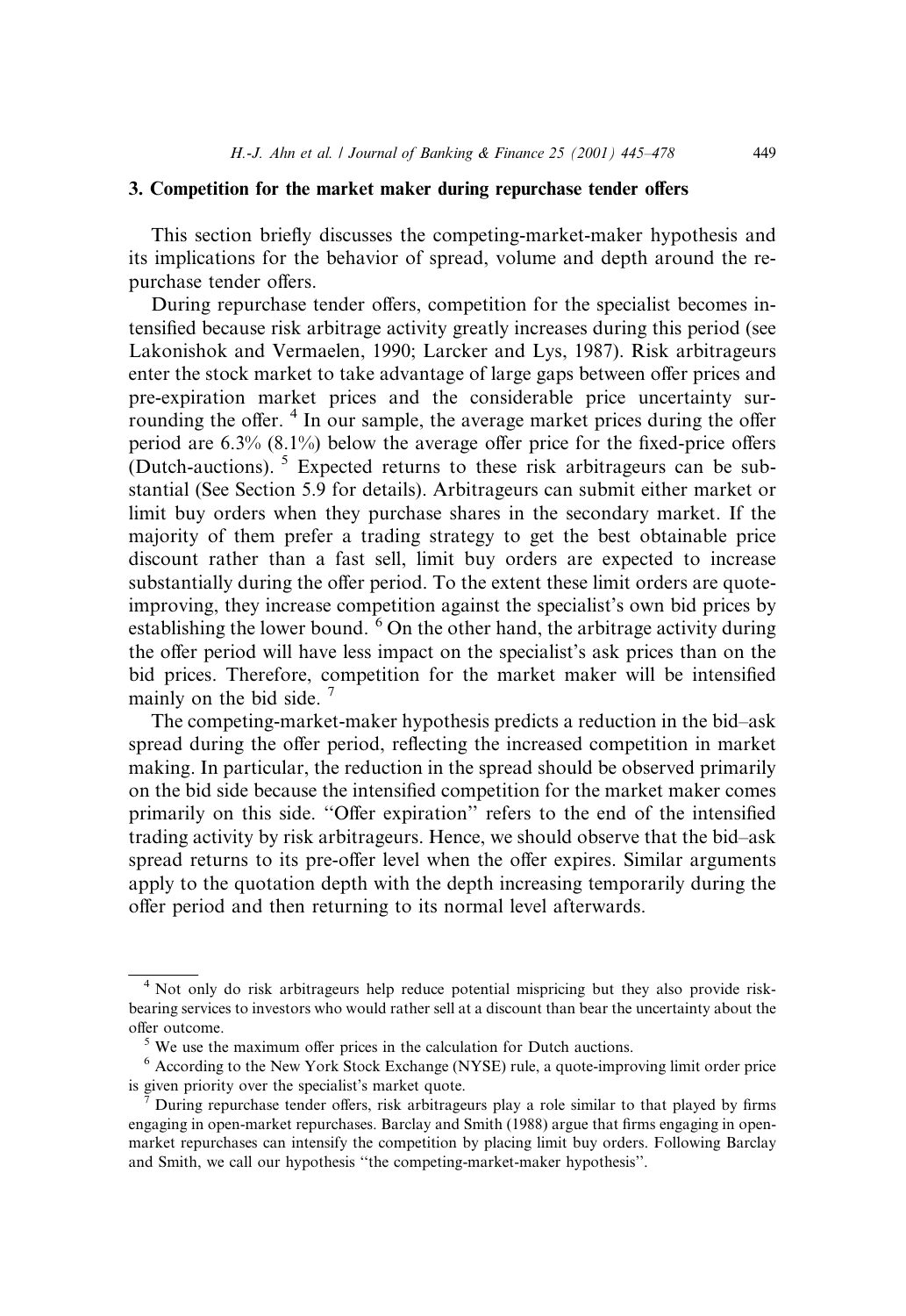## 3. Competition for the market maker during repurchase tender offers

This section briefly discusses the competing-market-maker hypothesis and its implications for the behavior of spread, volume and depth around the repurchase tender offers.

During repurchase tender offers, competition for the specialist becomes intensified because risk arbitrage activity greatly increases during this period (see Lakonishok and Vermaelen, 1990; Larcker and Lys, 1987). Risk arbitrageurs enter the stock market to take advantage of large gaps between offer prices and pre-expiration market prices and the considerable price uncertainty surrounding the offer. [4] In our sample, the average market prices during the offer period are 6.3% (8.1%) below the average offer price for the fixed-price offers (Dutch-auctions). [5] Expected returns to these risk arbitrageurs can be substantial (See Section 5.9 for details). Arbitrageurs can submit either market or limit buy orders when they purchase shares in the secondary market. If the majority of them prefer a trading strategy to get the best obtainable price discount rather than a fast sell, limit buy orders are expected to increase substantially during the offer period. To the extent these limit orders are quote-improving, they increase competition against the specialist's own bid prices by establishing the lower bound. [6] On the other hand, the arbitrage activity during the offer period will have less impact on the specialist's ask prices than on the bid prices. Therefore, competition for the market maker will be intensified mainly on the bid side. [7]

The competing-market-maker hypothesis predicts a reduction in the bid–ask spread during the offer period, reflecting the increased competition in market making. In particular, the reduction in the spread should be observed primarily on the bid side because the intensified competition for the market maker comes primarily on this side. "Offer expiration" refers to the end of the intensified trading activity by risk arbitrageurs. Hence, we should observe that the bid–ask spread returns to its pre-offer level when the offer expires. Similar arguments apply to the quotation depth with the depth increasing temporarily during the offer period and then returning to its normal level afterwards.

---

[4] Not only do risk arbitrageurs help reduce potential mispricing but they also provide risk-bearing services to investors who would rather sell at a discount than bear the uncertainty about the offer outcome.

[5] We use the maximum offer prices in the calculation for Dutch auctions.

[6] According to the New York Stock Exchange (NYSE) rule, a quote-improving limit order price is given priority over the specialist's market quote.

[7] During repurchase tender offers, risk arbitrageurs play a role similar to that played by firms engaging in open-market repurchases. Barclay and Smith (1988) argue that firms engaging in open-market repurchases can intensify the competition by placing limit buy orders. Following Barclay and Smith, we call our hypothesis "the competing-market-maker hypothesis".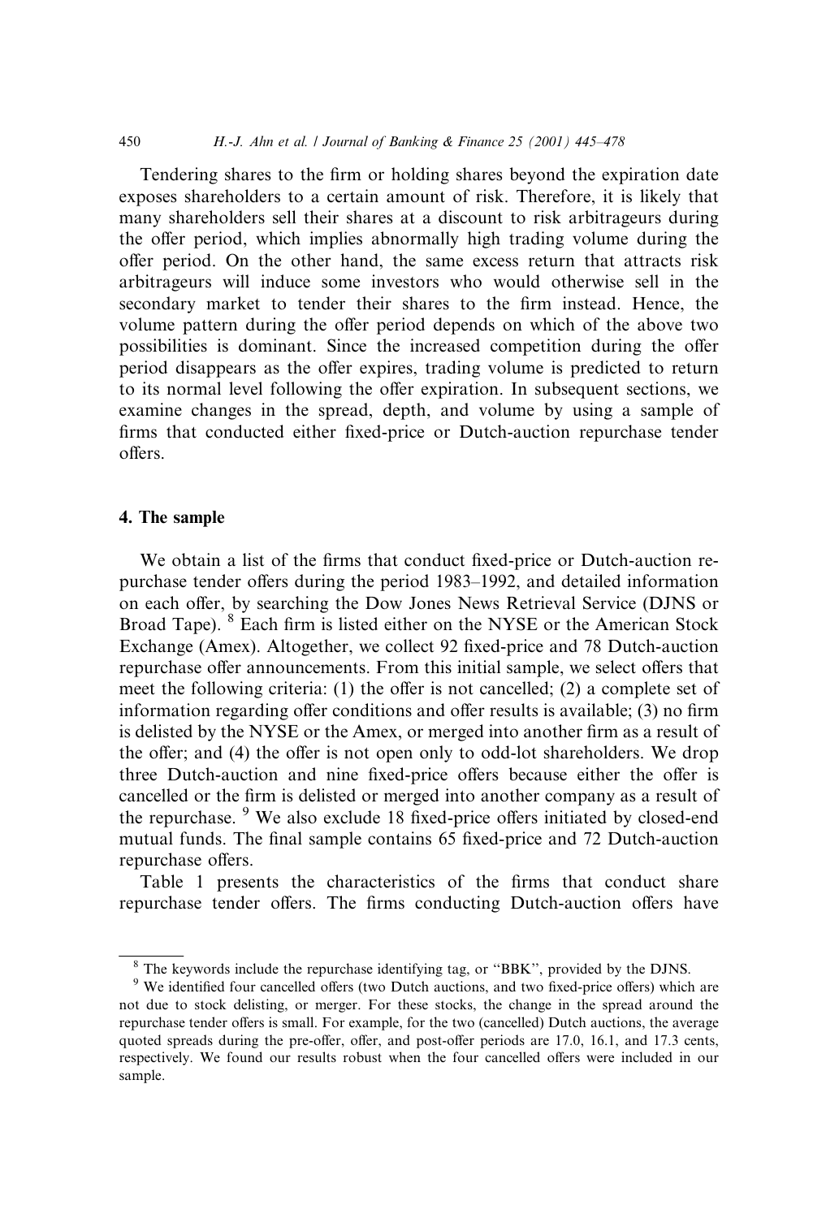Tendering shares to the firm or holding shares beyond the expiration date exposes shareholders to a certain amount of risk. Therefore, it is likely that many shareholders sell their shares at a discount to risk arbitrageurs during the offer period, which implies abnormally high trading volume during the offer period. On the other hand, the same excess return that attracts risk arbitrageurs will induce some investors who would otherwise sell in the secondary market to tender their shares to the firm instead. Hence, the volume pattern during the offer period depends on which of the above two possibilities is dominant. Since the increased competition during the offer period disappears as the offer expires, trading volume is predicted to return to its normal level following the offer expiration. In subsequent sections, we examine changes in the spread, depth, and volume by using a sample of firms that conducted either fixed-price or Dutch-auction repurchase tender offers.

## 4. The sample

We obtain a list of the firms that conduct fixed-price or Dutch-auction repurchase tender offers during the period 1983–1992, and detailed information on each offer, by searching the Dow Jones News Retrieval Service (DJNS or Broad Tape). [8] Each firm is listed either on the NYSE or the American Stock Exchange (Amex). Altogether, we collect 92 fixed-price and 78 Dutch-auction repurchase offer announcements. From this initial sample, we select offers that meet the following criteria: (1) the offer is not cancelled; (2) a complete set of information regarding offer conditions and offer results is available; (3) no firm is delisted by the NYSE or the Amex, or merged into another firm as a result of the offer; and (4) the offer is not open only to odd-lot shareholders. We drop three Dutch-auction and nine fixed-price offers because either the offer is cancelled or the firm is delisted or merged into another company as a result of the repurchase. [9] We also exclude 18 fixed-price offers initiated by closed-end mutual funds. The final sample contains 65 fixed-price and 72 Dutch-auction repurchase offers.

Table 1 presents the characteristics of the firms that conduct share repurchase tender offers. The firms conducting Dutch-auction offers have

---

[8] The keywords include the repurchase identifying tag, or "BBK", provided by the DJNS.

[9] We identified four cancelled offers (two Dutch auctions, and two fixed-price offers) which are not due to stock delisting, or merger. For these stocks, the change in the spread around the repurchase tender offers is small. For example, for the two (cancelled) Dutch auctions, the average quoted spreads during the pre-offer, offer, and post-offer periods are 17.0, 16.1, and 17.3 cents, respectively. We found our results robust when the four cancelled offers were included in our sample.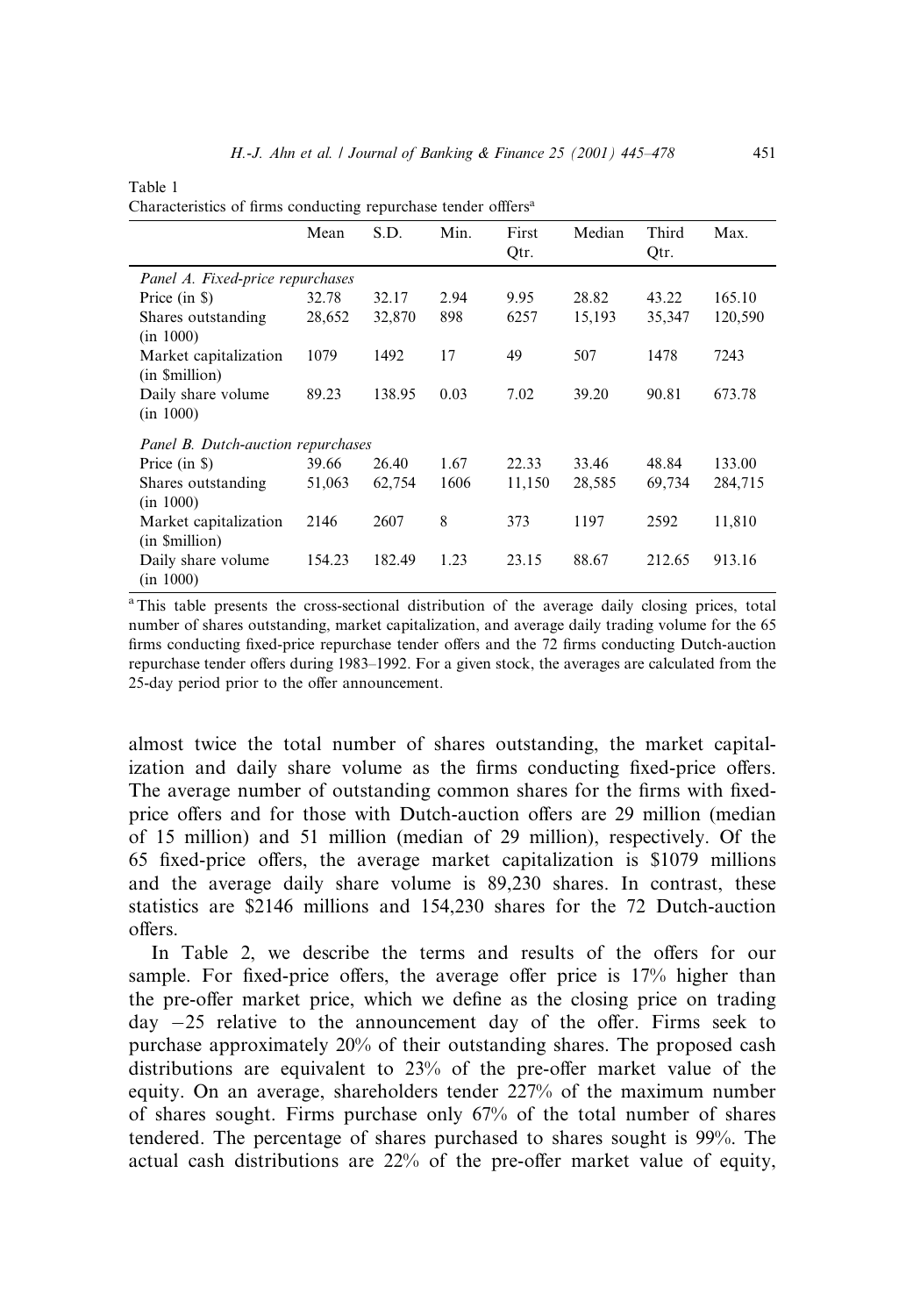Table 1
Characteristics of firms conducting repurchase tender offfers[a]

| | Mean | S.D. | Min. | First Qtr. | Median | Third Qtr. | Max. |
|---|---|---|---|---|---|---|---|
| *Panel A. Fixed-price repurchases* | | | | | | | |
| Price (in $) | 32.78 | 32.17 | 2.94 | 9.95 | 28.82 | 43.22 | 165.10 |
| Shares outstanding (in 1000) | 28,652 | 32,870 | 898 | 6257 | 15,193 | 35,347 | 120,590 |
| Market capitalization (in $million) | 1079 | 1492 | 17 | 49 | 507 | 1478 | 7243 |
| Daily share volume (in 1000) | 89.23 | 138.95 | 0.03 | 7.02 | 39.20 | 90.81 | 673.78 |
| *Panel B. Dutch-auction repurchases* | | | | | | | |
| Price (in $) | 39.66 | 26.40 | 1.67 | 22.33 | 33.46 | 48.84 | 133.00 |
| Shares outstanding (in 1000) | 51,063 | 62,754 | 1606 | 11,150 | 28,585 | 69,734 | 284,715 |
| Market capitalization (in $million) | 2146 | 2607 | 8 | 373 | 1197 | 2592 | 11,810 |
| Daily share volume (in 1000) | 154.23 | 182.49 | 1.23 | 23.15 | 88.67 | 212.65 | 913.16 |

[a] This table presents the cross-sectional distribution of the average daily closing prices, total number of shares outstanding, market capitalization, and average daily trading volume for the 65 firms conducting fixed-price repurchase tender offers and the 72 firms conducting Dutch-auction repurchase tender offers during 1983–1992. For a given stock, the averages are calculated from the 25-day period prior to the offer announcement.

almost twice the total number of shares outstanding, the market capitalization and daily share volume as the firms conducting fixed-price offers. The average number of outstanding common shares for the firms with fixed-price offers and for those with Dutch-auction offers are 29 million (median of 15 million) and 51 million (median of 29 million), respectively. Of the 65 fixed-price offers, the average market capitalization is $1079 millions and the average daily share volume is 89,230 shares. In contrast, these statistics are $2146 millions and 154,230 shares for the 72 Dutch-auction offers.

In Table 2, we describe the terms and results of the offers for our sample. For fixed-price offers, the average offer price is 17% higher than the pre-offer market price, which we define as the closing price on trading day −25 relative to the announcement day of the offer. Firms seek to purchase approximately 20% of their outstanding shares. The proposed cash distributions are equivalent to 23% of the pre-offer market value of the equity. On an average, shareholders tender 227% of the maximum number of shares sought. Firms purchase only 67% of the total number of shares tendered. The percentage of shares purchased to shares sought is 99%. The actual cash distributions are 22% of the pre-offer market value of equity,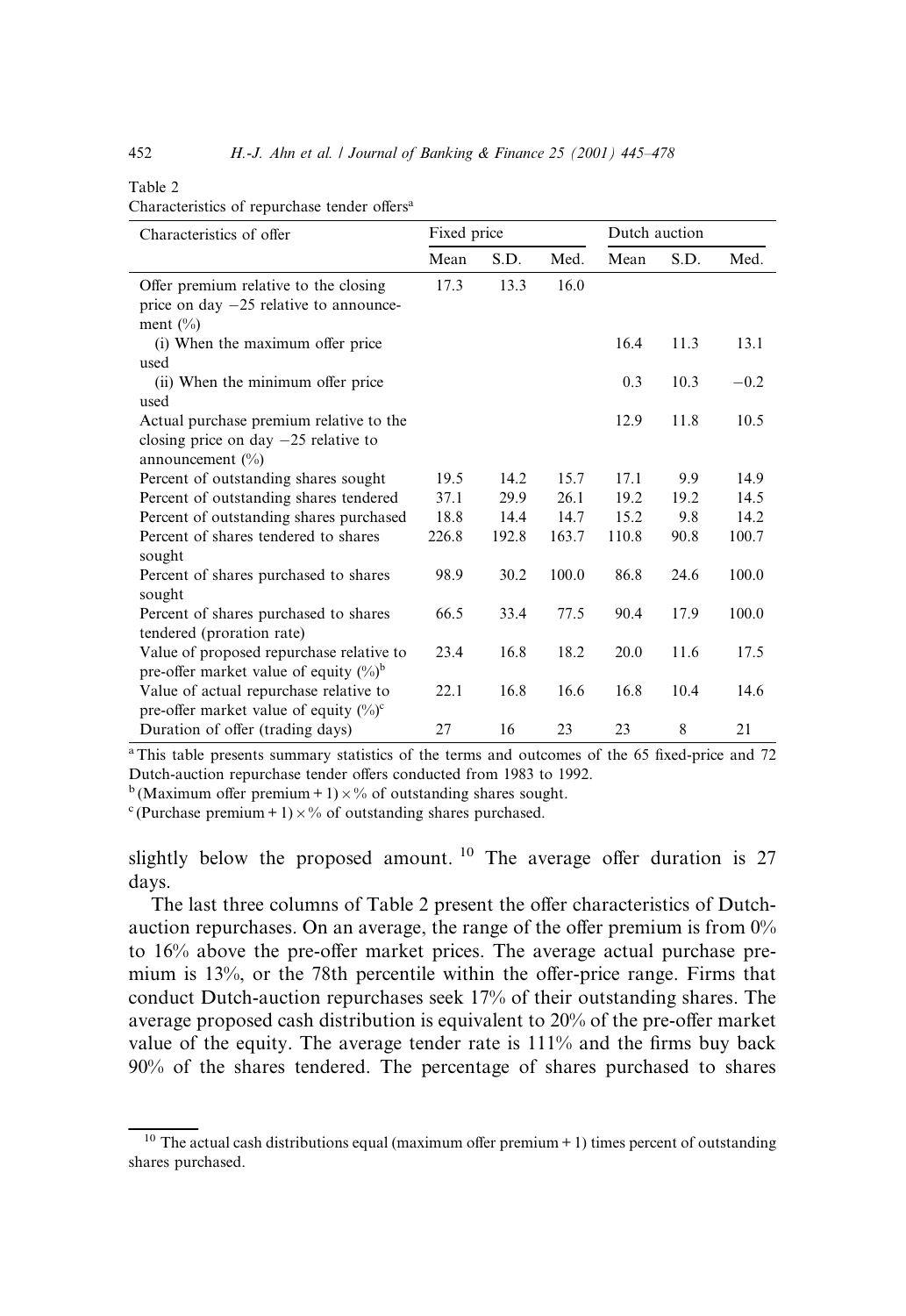Table 2

Characteristics of repurchase tender offers[a]

| Characteristics of offer | Fixed price | | | Dutch auction | | |
|---|---|---|---|---|---|---|
| | Mean | S.D. | Med. | Mean | S.D. | Med. |
| Offer premium relative to the closing price on day −25 relative to announcement (%) | 17.3 | 13.3 | 16.0 | | | |
| (i) When the maximum offer price used | | | | 16.4 | 11.3 | 13.1 |
| (ii) When the minimum offer price used | | | | 0.3 | 10.3 | −0.2 |
| Actual purchase premium relative to the closing price on day −25 relative to announcement (%) | | | | 12.9 | 11.8 | 10.5 |
| Percent of outstanding shares sought | 19.5 | 14.2 | 15.7 | 17.1 | 9.9 | 14.9 |
| Percent of outstanding shares tendered | 37.1 | 29.9 | 26.1 | 19.2 | 19.2 | 14.5 |
| Percent of outstanding shares purchased | 18.8 | 14.4 | 14.7 | 15.2 | 9.8 | 14.2 |
| Percent of shares tendered to shares sought | 226.8 | 192.8 | 163.7 | 110.8 | 90.8 | 100.7 |
| Percent of shares purchased to shares sought | 98.9 | 30.2 | 100.0 | 86.8 | 24.6 | 100.0 |
| Percent of shares purchased to shares tendered (proration rate) | 66.5 | 33.4 | 77.5 | 90.4 | 17.9 | 100.0 |
| Value of proposed repurchase relative to pre-offer market value of equity (%)[b] | 23.4 | 16.8 | 18.2 | 20.0 | 11.6 | 17.5 |
| Value of actual repurchase relative to pre-offer market value of equity (%)[c] | 22.1 | 16.8 | 16.6 | 16.8 | 10.4 | 14.6 |
| Duration of offer (trading days) | 27 | 16 | 23 | 23 | 8 | 21 |

[a] This table presents summary statistics of the terms and outcomes of the 65 fixed-price and 72 Dutch-auction repurchase tender offers conducted from 1983 to 1992.

[b] (Maximum offer premium + 1) × % of outstanding shares sought.

[c] (Purchase premium + 1) × % of outstanding shares purchased.

slightly below the proposed amount.[10] The average offer duration is 27 days.

The last three columns of Table 2 present the offer characteristics of Dutch-auction repurchases. On an average, the range of the offer premium is from 0% to 16% above the pre-offer market prices. The average actual purchase premium is 13%, or the 78th percentile within the offer-price range. Firms that conduct Dutch-auction repurchases seek 17% of their outstanding shares. The average proposed cash distribution is equivalent to 20% of the pre-offer market value of the equity. The average tender rate is 111% and the firms buy back 90% of the shares tendered. The percentage of shares purchased to shares

[10] The actual cash distributions equal (maximum offer premium + 1) times percent of outstanding shares purchased.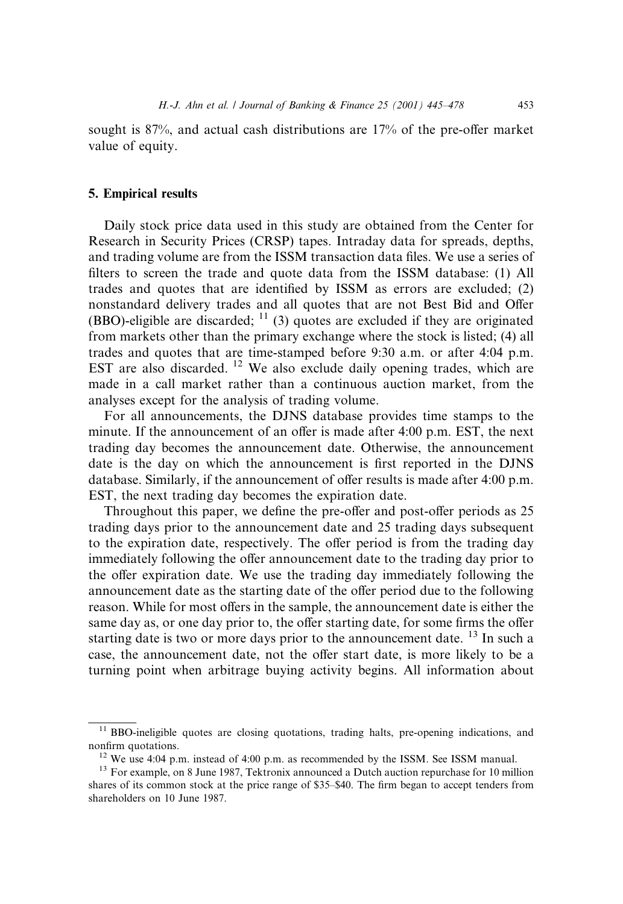sought is 87%, and actual cash distributions are 17% of the pre-offer market value of equity.

## 5. Empirical results

Daily stock price data used in this study are obtained from the Center for Research in Security Prices (CRSP) tapes. Intraday data for spreads, depths, and trading volume are from the ISSM transaction data files. We use a series of filters to screen the trade and quote data from the ISSM database: (1) All trades and quotes that are identified by ISSM as errors are excluded; (2) nonstandard delivery trades and all quotes that are not Best Bid and Offer (BBO)-eligible are discarded; [11] (3) quotes are excluded if they are originated from markets other than the primary exchange where the stock is listed; (4) all trades and quotes that are time-stamped before 9:30 a.m. or after 4:04 p.m. EST are also discarded. [12] We also exclude daily opening trades, which are made in a call market rather than a continuous auction market, from the analyses except for the analysis of trading volume.

For all announcements, the DJNS database provides time stamps to the minute. If the announcement of an offer is made after 4:00 p.m. EST, the next trading day becomes the announcement date. Otherwise, the announcement date is the day on which the announcement is first reported in the DJNS database. Similarly, if the announcement of offer results is made after 4:00 p.m. EST, the next trading day becomes the expiration date.

Throughout this paper, we define the pre-offer and post-offer periods as 25 trading days prior to the announcement date and 25 trading days subsequent to the expiration date, respectively. The offer period is from the trading day immediately following the offer announcement date to the trading day prior to the offer expiration date. We use the trading day immediately following the announcement date as the starting date of the offer period due to the following reason. While for most offers in the sample, the announcement date is either the same day as, or one day prior to, the offer starting date, for some firms the offer starting date is two or more days prior to the announcement date. [13] In such a case, the announcement date, not the offer start date, is more likely to be a turning point when arbitrage buying activity begins. All information about

---

[11] BBO-ineligible quotes are closing quotations, trading halts, pre-opening indications, and nonfirm quotations.

[12] We use 4:04 p.m. instead of 4:00 p.m. as recommended by the ISSM. See ISSM manual.

[13] For example, on 8 June 1987, Tektronix announced a Dutch auction repurchase for 10 million shares of its common stock at the price range of $35–$40. The firm began to accept tenders from shareholders on 10 June 1987.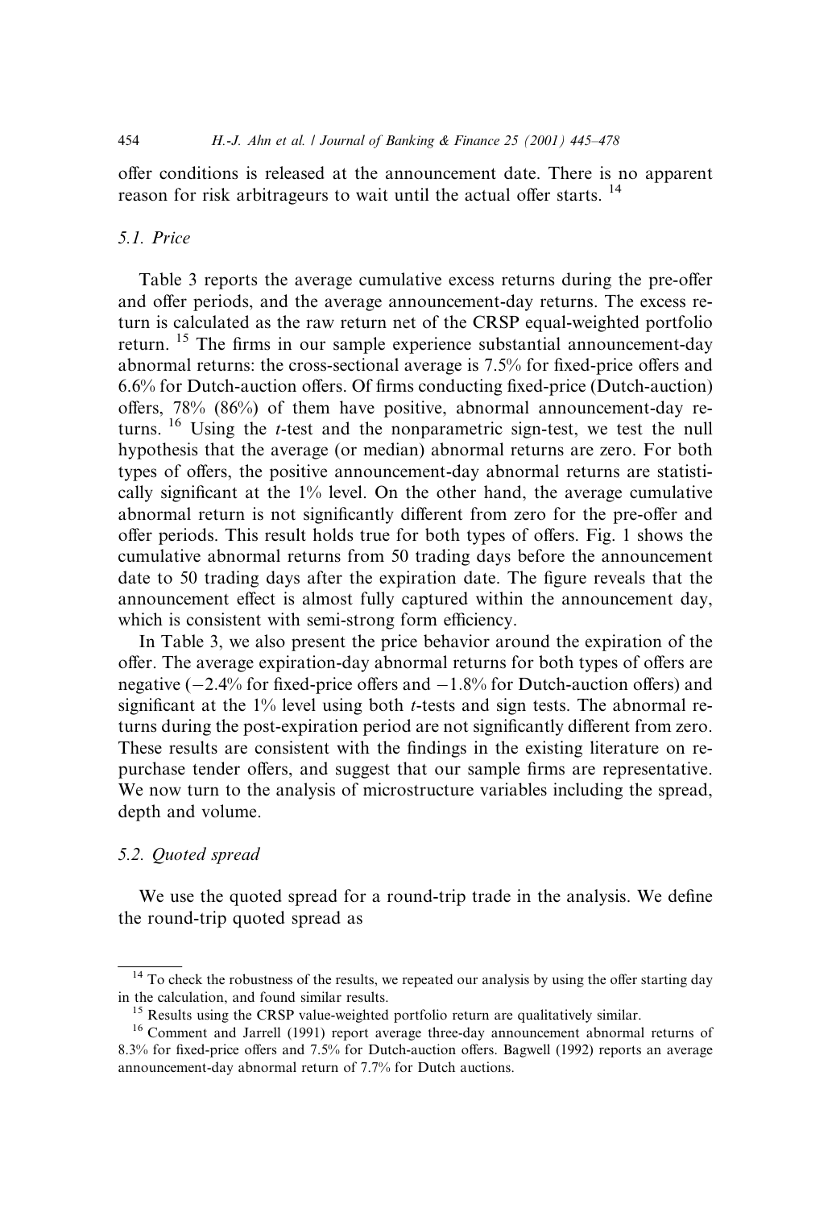offer conditions is released at the announcement date. There is no apparent reason for risk arbitrageurs to wait until the actual offer starts. [14]

### 5.1. Price

Table 3 reports the average cumulative excess returns during the pre-offer and offer periods, and the average announcement-day returns. The excess return is calculated as the raw return net of the CRSP equal-weighted portfolio return. [15] The firms in our sample experience substantial announcement-day abnormal returns: the cross-sectional average is 7.5% for fixed-price offers and 6.6% for Dutch-auction offers. Of firms conducting fixed-price (Dutch-auction) offers, 78% (86%) of them have positive, abnormal announcement-day returns. [16] Using the *t*-test and the nonparametric sign-test, we test the null hypothesis that the average (or median) abnormal returns are zero. For both types of offers, the positive announcement-day abnormal returns are statistically significant at the 1% level. On the other hand, the average cumulative abnormal return is not significantly different from zero for the pre-offer and offer periods. This result holds true for both types of offers. Fig. 1 shows the cumulative abnormal returns from 50 trading days before the announcement date to 50 trading days after the expiration date. The figure reveals that the announcement effect is almost fully captured within the announcement day, which is consistent with semi-strong form efficiency.

In Table 3, we also present the price behavior around the expiration of the offer. The average expiration-day abnormal returns for both types of offers are negative (−2.4% for fixed-price offers and −1.8% for Dutch-auction offers) and significant at the 1% level using both *t*-tests and sign tests. The abnormal returns during the post-expiration period are not significantly different from zero. These results are consistent with the findings in the existing literature on repurchase tender offers, and suggest that our sample firms are representative. We now turn to the analysis of microstructure variables including the spread, depth and volume.

### 5.2. Quoted spread

We use the quoted spread for a round-trip trade in the analysis. We define the round-trip quoted spread as

---

[14] To check the robustness of the results, we repeated our analysis by using the offer starting day in the calculation, and found similar results.

[15] Results using the CRSP value-weighted portfolio return are qualitatively similar.

[16] Comment and Jarrell (1991) report average three-day announcement abnormal returns of 8.3% for fixed-price offers and 7.5% for Dutch-auction offers. Bagwell (1992) reports an average announcement-day abnormal return of 7.7% for Dutch auctions.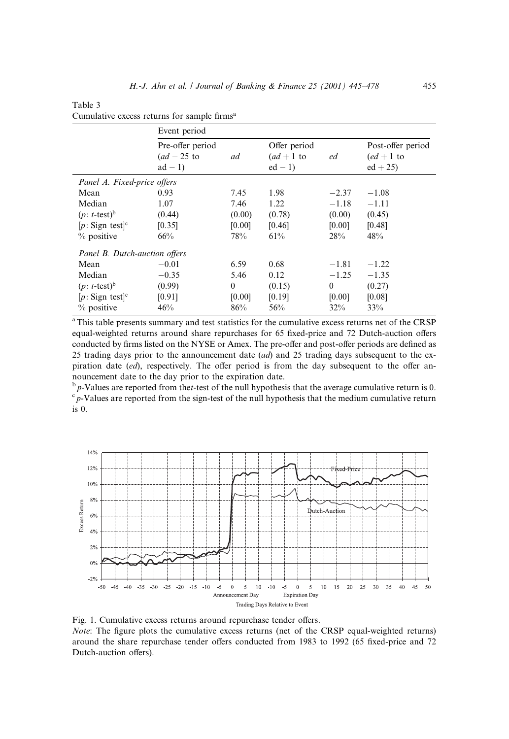Table 3
Cumulative excess returns for sample firms[a]

| | Event period | | | | |
|---|---|---|---|---|---|
| | Pre-offer period (*ad* − 25 to ad − 1) | *ad* | Offer period (*ad* + 1 to ed − 1) | *ed* | Post-offer period (*ed* + 1 to ed + 25) |
| *Panel A. Fixed-price offers* | | | | | |
| Mean | 0.93 | 7.45 | 1.98 | −2.37 | −1.08 |
| Median | 1.07 | 7.46 | 1.22 | −1.18 | −1.11 |
| ($p$: $t$-test)[b] | (0.44) | (0.00) | (0.78) | (0.00) | (0.45) |
| [$p$: Sign test][c] | [0.35] | [0.00] | [0.46] | [0.00] | [0.48] |
| % positive | 66% | 78% | 61% | 28% | 48% |
| *Panel B. Dutch-auction offers* | | | | | |
| Mean | −0.01 | 6.59 | 0.68 | −1.81 | −1.22 |
| Median | −0.35 | 5.46 | 0.12 | −1.25 | −1.35 |
| ($p$: $t$-test)[b] | (0.99) | 0 | (0.15) | 0 | (0.27) |
| [$p$: Sign test][c] | [0.91] | [0.00] | [0.19] | [0.00] | [0.08] |
| % positive | 46% | 86% | 56% | 32% | 33% |

[a] This table presents summary and test statistics for the cumulative excess returns net of the CRSP equal-weighted returns around share repurchases for 65 fixed-price and 72 Dutch-auction offers conducted by firms listed on the NYSE or Amex. The pre-offer and post-offer periods are defined as 25 trading days prior to the announcement date (*ad*) and 25 trading days subsequent to the expiration date (*ed*), respectively. The offer period is from the day subsequent to the offer announcement date to the day prior to the expiration date.

[b] $p$-Values are reported from the$t$-test of the null hypothesis that the average cumulative return is 0.

[c] $p$-Values are reported from the sign-test of the null hypothesis that the medium cumulative return is 0.

Fig. 1. Cumulative excess returns around repurchase tender offers.

*Note*: The figure plots the cumulative excess returns (net of the CRSP equal-weighted returns) around the share repurchase tender offers conducted from 1983 to 1992 (65 fixed-price and 72 Dutch-auction offers).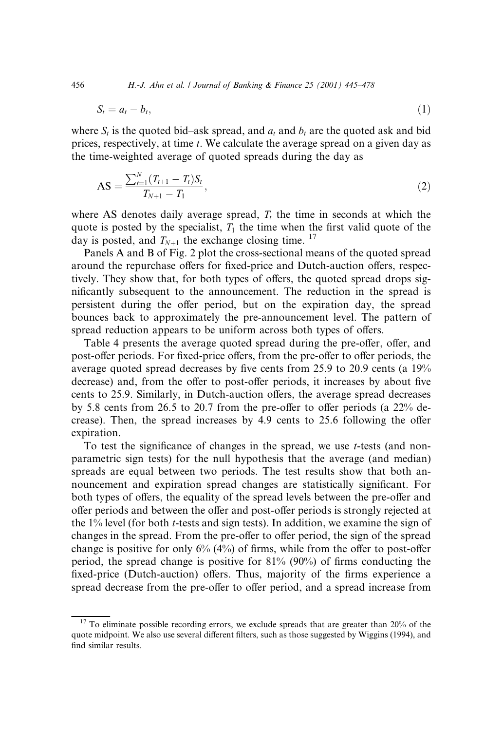$$S_t = a_t - b_t, \tag{1}$$

where $S_t$ is the quoted bid–ask spread, and $a_t$ and $b_t$ are the quoted ask and bid prices, respectively, at time $t$. We calculate the average spread on a given day as the time-weighted average of quoted spreads during the day as

$$\text{AS} = \frac{\sum_{t=1}^{N}(T_{t+1} - T_t)S_t}{T_{N+1} - T_1}, \tag{2}$$

where AS denotes daily average spread, $T_t$ the time in seconds at which the quote is posted by the specialist, $T_1$ the time when the first valid quote of the day is posted, and $T_{N+1}$ the exchange closing time. [17]

Panels A and B of Fig. 2 plot the cross-sectional means of the quoted spread around the repurchase offers for fixed-price and Dutch-auction offers, respectively. They show that, for both types of offers, the quoted spread drops significantly subsequent to the announcement. The reduction in the spread is persistent during the offer period, but on the expiration day, the spread bounces back to approximately the pre-announcement level. The pattern of spread reduction appears to be uniform across both types of offers.

Table 4 presents the average quoted spread during the pre-offer, offer, and post-offer periods. For fixed-price offers, from the pre-offer to offer periods, the average quoted spread decreases by five cents from 25.9 to 20.9 cents (a 19% decrease) and, from the offer to post-offer periods, it increases by about five cents to 25.9. Similarly, in Dutch-auction offers, the average spread decreases by 5.8 cents from 26.5 to 20.7 from the pre-offer to offer periods (a 22% decrease). Then, the spread increases by 4.9 cents to 25.6 following the offer expiration.

To test the significance of changes in the spread, we use $t$-tests (and non-parametric sign tests) for the null hypothesis that the average (and median) spreads are equal between two periods. The test results show that both announcement and expiration spread changes are statistically significant. For both types of offers, the equality of the spread levels between the pre-offer and offer periods and between the offer and post-offer periods is strongly rejected at the 1% level (for both $t$-tests and sign tests). In addition, we examine the sign of changes in the spread. From the pre-offer to offer period, the sign of the spread change is positive for only 6% (4%) of firms, while from the offer to post-offer period, the spread change is positive for 81% (90%) of firms conducting the fixed-price (Dutch-auction) offers. Thus, majority of the firms experience a spread decrease from the pre-offer to offer period, and a spread increase from

[17] To eliminate possible recording errors, we exclude spreads that are greater than 20% of the quote midpoint. We also use several different filters, such as those suggested by Wiggins (1994), and find similar results.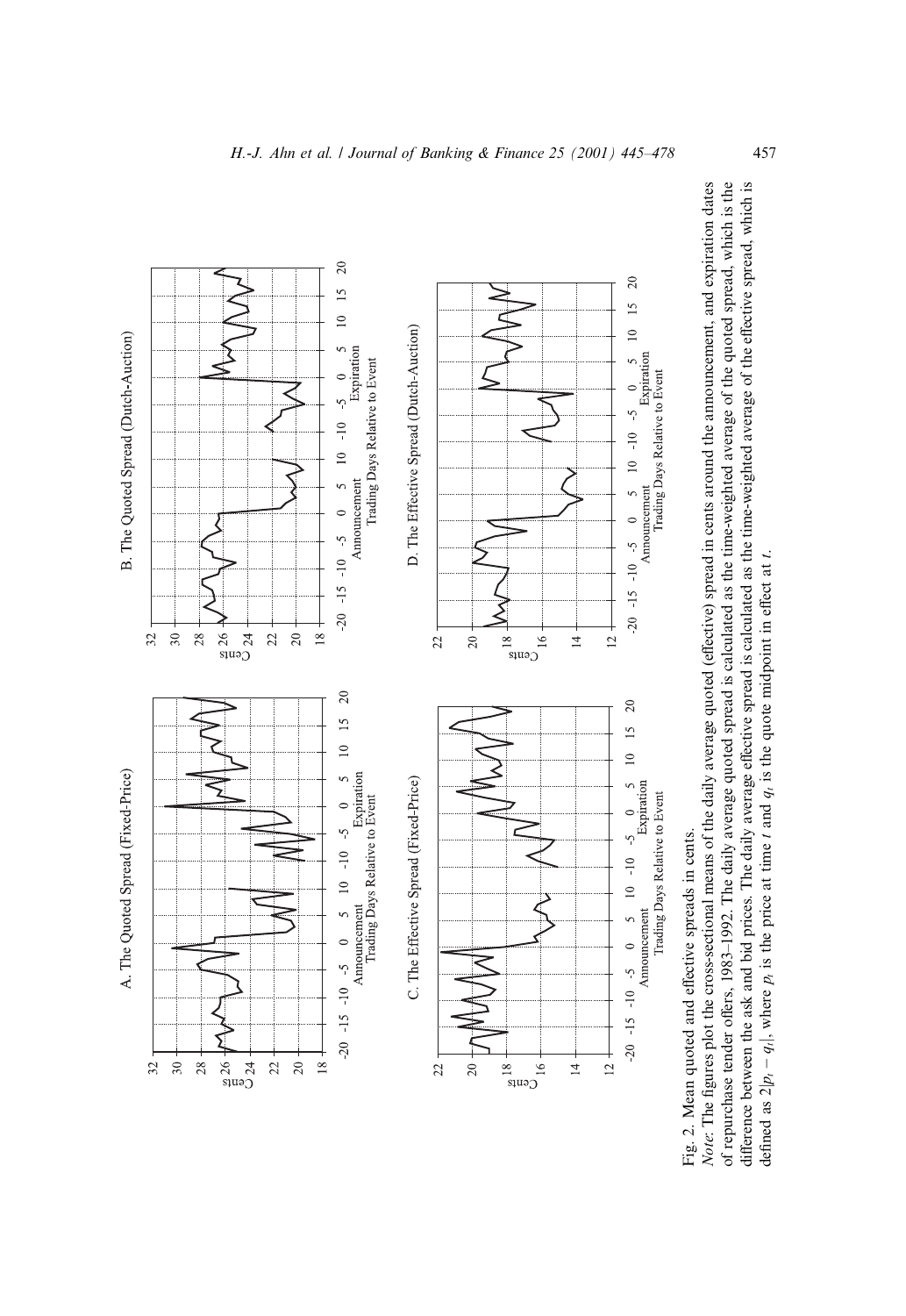A. The Quoted Spread (Fixed-Price)

B. The Quoted Spread (Dutch-Auction)

C. The Effective Spread (Fixed-Price)

D. The Effective Spread (Dutch-Auction)

Fig. 2. Mean quoted and effective spreads in cents.

*Note*: The figures plot the cross-sectional means of the daily average quoted (effective) spread in cents around the announcement, and expiration dates of repurchase tender offers, 1983–1992. The daily average quoted spread is calculated as the time-weighted average of the quoted spread, which is the difference between the ask and bid prices. The daily average effective spread is calculated as the time-weighted average of the effective spread, which is defined as $2|p_t - q_t|$, where $p_t$ is the price at time $t$ and $q_t$ is the quote midpoint in effect at $t$.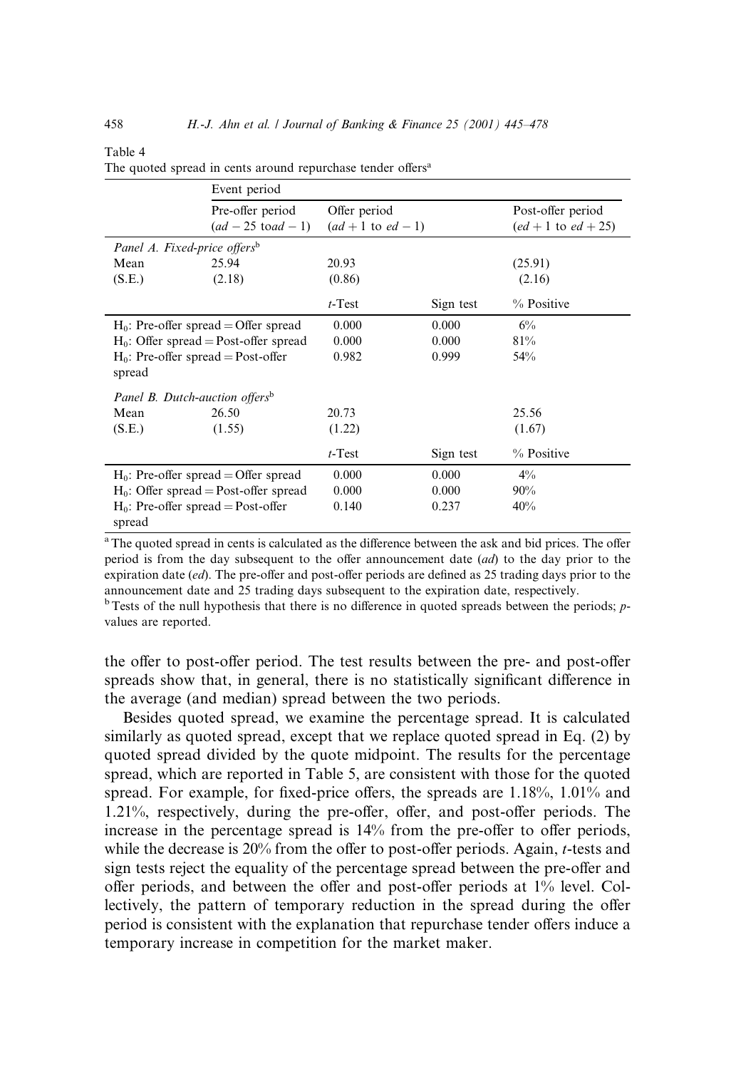Table 4
The quoted spread in cents around repurchase tender offers[a]

| | Event period | | | |
|---|---|---|---|---|
| | Pre-offer period ($ad - 25$ to $ad - 1$) | Offer period ($ad + 1$ to $ed - 1$) | | Post-offer period ($ed + 1$ to $ed + 25$) |
| *Panel A. Fixed-price offers*[b] | | | | |
| Mean | 25.94 | 20.93 | | (25.91) |
| (S.E.) | (2.18) | (0.86) | | (2.16) |
| | | *t*-Test | Sign test | % Positive |
| $H_0$: Pre-offer spread = Offer spread | | 0.000 | 0.000 | 6% |
| $H_0$: Offer spread = Post-offer spread | | 0.000 | 0.000 | 81% |
| $H_0$: Pre-offer spread = Post-offer spread | | 0.982 | 0.999 | 54% |
| *Panel B. Dutch-auction offers*[b] | | | | |
| Mean | 26.50 | 20.73 | | 25.56 |
| (S.E.) | (1.55) | (1.22) | | (1.67) |
| | | *t*-Test | Sign test | % Positive |
| $H_0$: Pre-offer spread = Offer spread | | 0.000 | 0.000 | 4% |
| $H_0$: Offer spread = Post-offer spread | | 0.000 | 0.000 | 90% |
| $H_0$: Pre-offer spread = Post-offer spread | | 0.140 | 0.237 | 40% |

[a] The quoted spread in cents is calculated as the difference between the ask and bid prices. The offer period is from the day subsequent to the offer announcement date (*ad*) to the day prior to the expiration date (*ed*). The pre-offer and post-offer periods are defined as 25 trading days prior to the announcement date and 25 trading days subsequent to the expiration date, respectively.

[b] Tests of the null hypothesis that there is no difference in quoted spreads between the periods; *p*-values are reported.

the offer to post-offer period. The test results between the pre- and post-offer spreads show that, in general, there is no statistically significant difference in the average (and median) spread between the two periods.

Besides quoted spread, we examine the percentage spread. It is calculated similarly as quoted spread, except that we replace quoted spread in Eq. (2) by quoted spread divided by the quote midpoint. The results for the percentage spread, which are reported in Table 5, are consistent with those for the quoted spread. For example, for fixed-price offers, the spreads are 1.18%, 1.01% and 1.21%, respectively, during the pre-offer, offer, and post-offer periods. The increase in the percentage spread is 14% from the pre-offer to offer periods, while the decrease is 20% from the offer to post-offer periods. Again, *t*-tests and sign tests reject the equality of the percentage spread between the pre-offer and offer periods, and between the offer and post-offer periods at 1% level. Collectively, the pattern of temporary reduction in the spread during the offer period is consistent with the explanation that repurchase tender offers induce a temporary increase in competition for the market maker.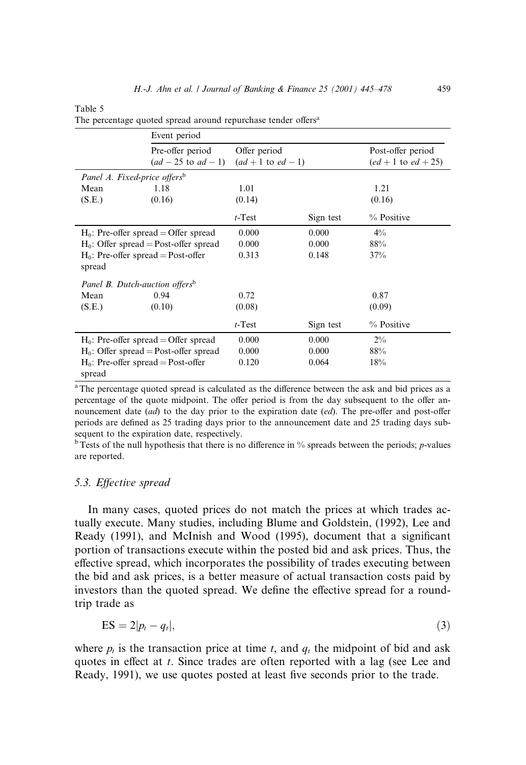Table 5
The percentage quoted spread around repurchase tender offers[a]

| | Event period | | | |
|---|---|---|---|---|
| | Pre-offer period ($ad-25$ to $ad-1$) | Offer period ($ad+1$ to $ed-1$) | | Post-offer period ($ed+1$ to $ed+25$) |
| *Panel A. Fixed-price offers*[b] | | | | |
| Mean | 1.18 | 1.01 | | 1.21 |
| (S.E.) | (0.16) | (0.14) | | (0.16) |
| | | *t*-Test | Sign test | % Positive |
| $H_0$: Pre-offer spread = Offer spread | | 0.000 | 0.000 | 4% |
| $H_0$: Offer spread = Post-offer spread | | 0.000 | 0.000 | 88% |
| $H_0$: Pre-offer spread = Post-offer spread | | 0.313 | 0.148 | 37% |
| *Panel B. Dutch-auction offers*[b] | | | | |
| Mean | 0.94 | 0.72 | | 0.87 |
| (S.E.) | (0.10) | (0.08) | | (0.09) |
| | | *t*-Test | Sign test | % Positive |
| $H_0$: Pre-offer spread = Offer spread | | 0.000 | 0.000 | 2% |
| $H_0$: Offer spread = Post-offer spread | | 0.000 | 0.000 | 88% |
| $H_0$: Pre-offer spread = Post-offer spread | | 0.120 | 0.064 | 18% |

[a] The percentage quoted spread is calculated as the difference between the ask and bid prices as a percentage of the quote midpoint. The offer period is from the day subsequent to the offer announcement date (*ad*) to the day prior to the expiration date (*ed*). The pre-offer and post-offer periods are defined as 25 trading days prior to the announcement date and 25 trading days subsequent to the expiration date, respectively.

[b] Tests of the null hypothesis that there is no difference in % spreads between the periods; *p*-values are reported.

### 5.3. Effective spread

In many cases, quoted prices do not match the prices at which trades actually execute. Many studies, including Blume and Goldstein, (1992), Lee and Ready (1991), and McInish and Wood (1995), document that a significant portion of transactions execute within the posted bid and ask prices. Thus, the effective spread, which incorporates the possibility of trades executing between the bid and ask prices, is a better measure of actual transaction costs paid by investors than the quoted spread. We define the effective spread for a round-trip trade as

$$\text{ES} = 2|p_t - q_t|, \tag{3}$$

where $p_t$ is the transaction price at time $t$, and $q_t$ the midpoint of bid and ask quotes in effect at $t$. Since trades are often reported with a lag (see Lee and Ready, 1991), we use quotes posted at least five seconds prior to the trade.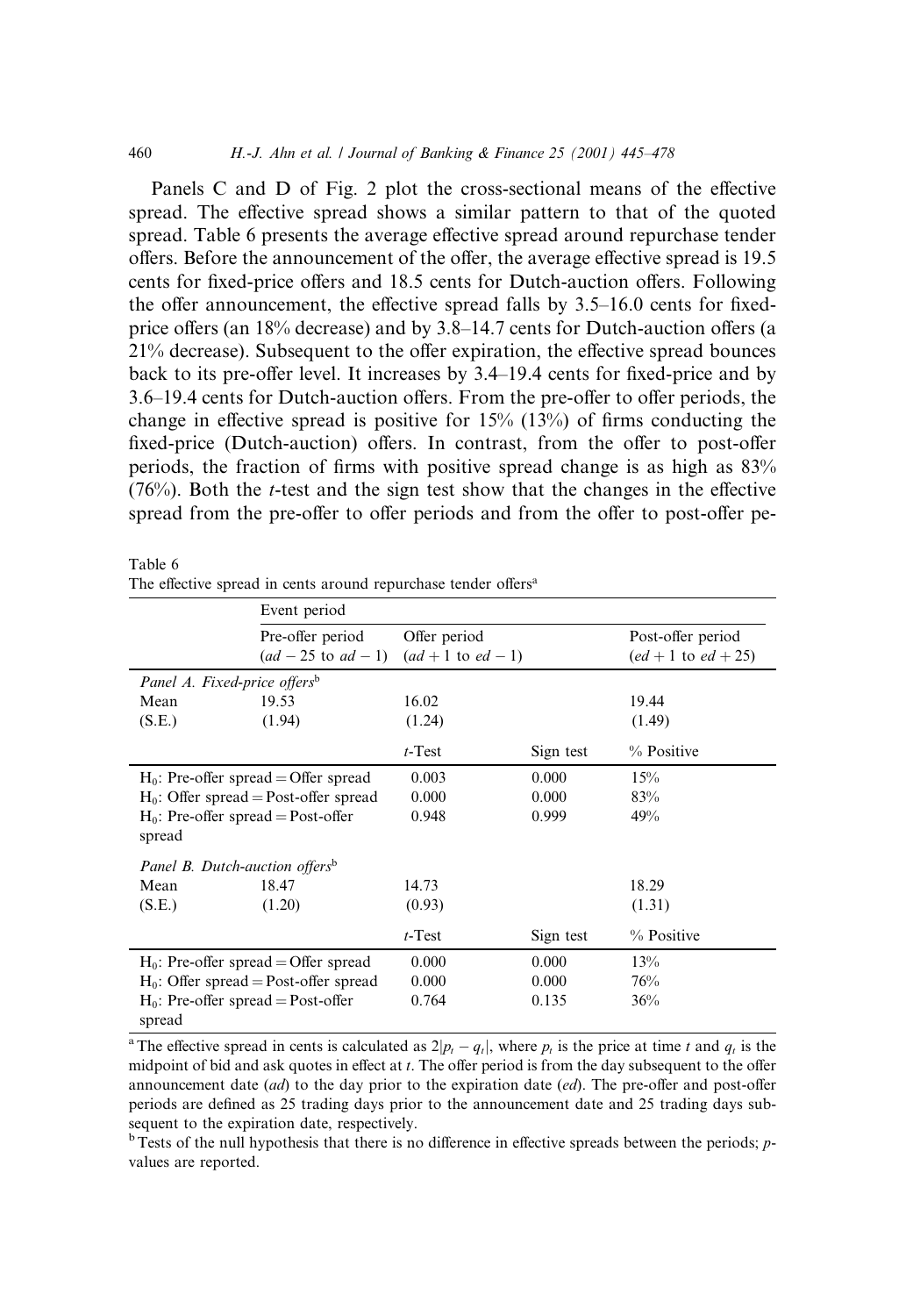Panels C and D of Fig. 2 plot the cross-sectional means of the effective spread. The effective spread shows a similar pattern to that of the quoted spread. Table 6 presents the average effective spread around repurchase tender offers. Before the announcement of the offer, the average effective spread is 19.5 cents for fixed-price offers and 18.5 cents for Dutch-auction offers. Following the offer announcement, the effective spread falls by 3.5–16.0 cents for fixed-price offers (an 18% decrease) and by 3.8–14.7 cents for Dutch-auction offers (a 21% decrease). Subsequent to the offer expiration, the effective spread bounces back to its pre-offer level. It increases by 3.4–19.4 cents for fixed-price and by 3.6–19.4 cents for Dutch-auction offers. From the pre-offer to offer periods, the change in effective spread is positive for 15% (13%) of firms conducting the fixed-price (Dutch-auction) offers. In contrast, from the offer to post-offer periods, the fraction of firms with positive spread change is as high as 83% (76%). Both the *t*-test and the sign test show that the changes in the effective spread from the pre-offer to offer periods and from the offer to post-offer pe-

Table 6
The effective spread in cents around repurchase tender offers[a]

| | Event period | | | |
|---|---|---|---|---|
| | Pre-offer period ($ad-25$ to $ad-1$) | Offer period ($ad+1$ to $ed-1$) | | Post-offer period ($ed+1$ to $ed+25$) |
| *Panel A. Fixed-price offers*[b] | | | | |
| Mean | 19.53 | 16.02 | | 19.44 |
| (S.E.) | (1.94) | (1.24) | | (1.49) |
| | | *t*-Test | Sign test | % Positive |
| $H_0$: Pre-offer spread = Offer spread | | 0.003 | 0.000 | 15% |
| $H_0$: Offer spread = Post-offer spread | | 0.000 | 0.000 | 83% |
| $H_0$: Pre-offer spread = Post-offer spread | | 0.948 | 0.999 | 49% |
| *Panel B. Dutch-auction offers*[b] | | | | |
| Mean | 18.47 | 14.73 | | 18.29 |
| (S.E.) | (1.20) | (0.93) | | (1.31) |
| | | *t*-Test | Sign test | % Positive |
| $H_0$: Pre-offer spread = Offer spread | | 0.000 | 0.000 | 13% |
| $H_0$: Offer spread = Post-offer spread | | 0.000 | 0.000 | 76% |
| $H_0$: Pre-offer spread = Post-offer spread | | 0.764 | 0.135 | 36% |

[a] The effective spread in cents is calculated as $2|p_t - q_t|$, where $p_t$ is the price at time $t$ and $q_t$ is the midpoint of bid and ask quotes in effect at $t$. The offer period is from the day subsequent to the offer announcement date (*ad*) to the day prior to the expiration date (*ed*). The pre-offer and post-offer periods are defined as 25 trading days prior to the announcement date and 25 trading days subsequent to the expiration date, respectively.

[b] Tests of the null hypothesis that there is no difference in effective spreads between the periods; *p*-values are reported.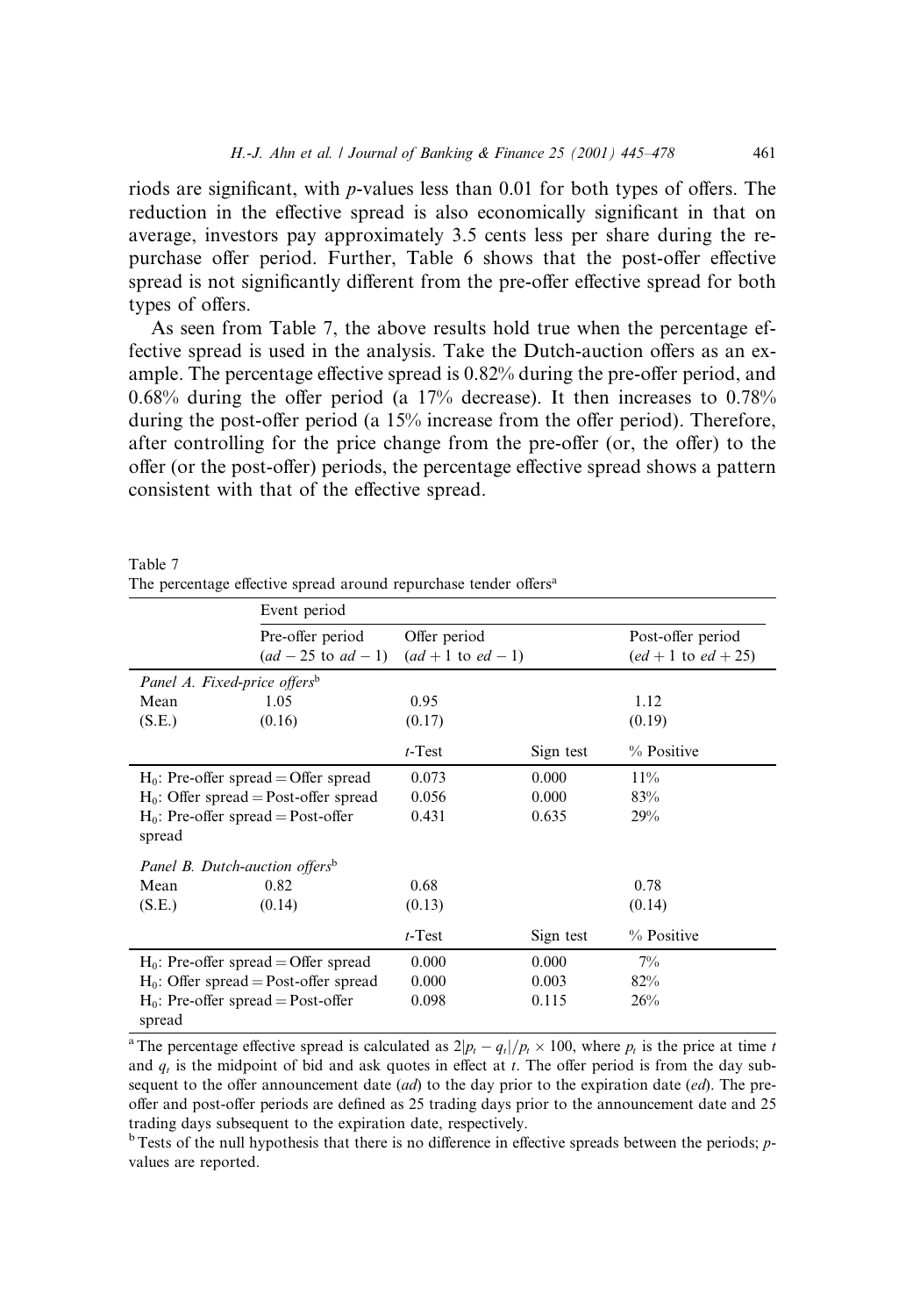riods are significant, with $p$-values less than 0.01 for both types of offers. The reduction in the effective spread is also economically significant in that on average, investors pay approximately 3.5 cents less per share during the repurchase offer period. Further, Table 6 shows that the post-offer effective spread is not significantly different from the pre-offer effective spread for both types of offers.

As seen from Table 7, the above results hold true when the percentage effective spread is used in the analysis. Take the Dutch-auction offers as an example. The percentage effective spread is 0.82% during the pre-offer period, and 0.68% during the offer period (a 17% decrease). It then increases to 0.78% during the post-offer period (a 15% increase from the offer period). Therefore, after controlling for the price change from the pre-offer (or, the offer) to the offer (or the post-offer) periods, the percentage effective spread shows a pattern consistent with that of the effective spread.

Table 7
The percentage effective spread around repurchase tender offers[a]

| | Event period | | | |
|---|---|---|---|---|
| | Pre-offer period ($ad - 25$ to $ad - 1$) | Offer period ($ad + 1$ to $ed - 1$) | | Post-offer period ($ed + 1$ to $ed + 25$) |
| *Panel A. Fixed-price offers*[b] | | | | |
| Mean | 1.05 | 0.95 | | 1.12 |
| (S.E.) | (0.16) | (0.17) | | (0.19) |
| | | $t$-Test | Sign test | % Positive |
| $H_0$: Pre-offer spread = Offer spread | | 0.073 | 0.000 | 11% |
| $H_0$: Offer spread = Post-offer spread | | 0.056 | 0.000 | 83% |
| $H_0$: Pre-offer spread = Post-offer spread | | 0.431 | 0.635 | 29% |
| *Panel B. Dutch-auction offers*[b] | | | | |
| Mean | 0.82 | 0.68 | | 0.78 |
| (S.E.) | (0.14) | (0.13) | | (0.14) |
| | | $t$-Test | Sign test | % Positive |
| $H_0$: Pre-offer spread = Offer spread | | 0.000 | 0.000 | 7% |
| $H_0$: Offer spread = Post-offer spread | | 0.000 | 0.003 | 82% |
| $H_0$: Pre-offer spread = Post-offer spread | | 0.098 | 0.115 | 26% |

[a] The percentage effective spread is calculated as $2|p_t - q_t|/p_t \times 100$, where $p_t$ is the price at time $t$ and $q_t$ is the midpoint of bid and ask quotes in effect at $t$. The offer period is from the day subsequent to the offer announcement date ($ad$) to the day prior to the expiration date ($ed$). The pre-offer and post-offer periods are defined as 25 trading days prior to the announcement date and 25 trading days subsequent to the expiration date, respectively.

[b] Tests of the null hypothesis that there is no difference in effective spreads between the periods; $p$-values are reported.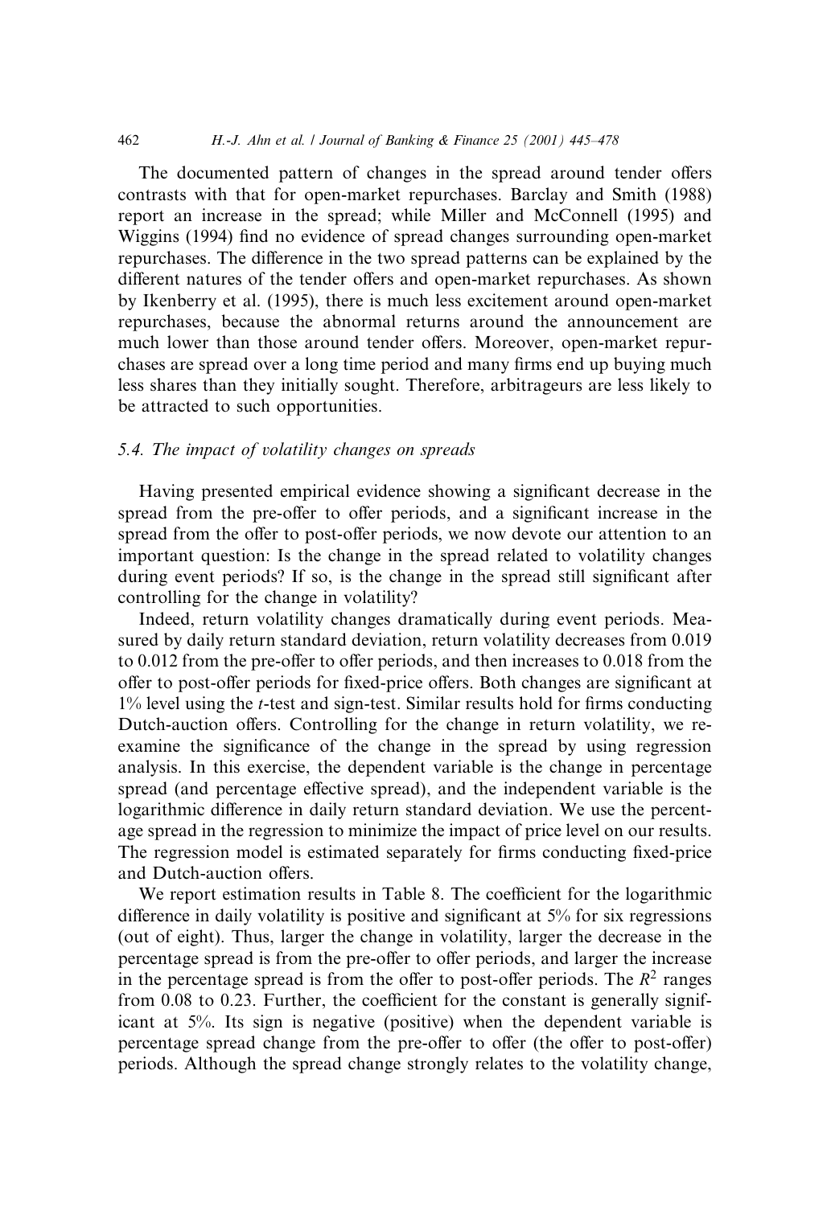The documented pattern of changes in the spread around tender offers contrasts with that for open-market repurchases. Barclay and Smith (1988) report an increase in the spread; while Miller and McConnell (1995) and Wiggins (1994) find no evidence of spread changes surrounding open-market repurchases. The difference in the two spread patterns can be explained by the different natures of the tender offers and open-market repurchases. As shown by Ikenberry et al. (1995), there is much less excitement around open-market repurchases, because the abnormal returns around the announcement are much lower than those around tender offers. Moreover, open-market repurchases are spread over a long time period and many firms end up buying much less shares than they initially sought. Therefore, arbitrageurs are less likely to be attracted to such opportunities.

### 5.4. The impact of volatility changes on spreads

Having presented empirical evidence showing a significant decrease in the spread from the pre-offer to offer periods, and a significant increase in the spread from the offer to post-offer periods, we now devote our attention to an important question: Is the change in the spread related to volatility changes during event periods? If so, is the change in the spread still significant after controlling for the change in volatility?

Indeed, return volatility changes dramatically during event periods. Measured by daily return standard deviation, return volatility decreases from 0.019 to 0.012 from the pre-offer to offer periods, and then increases to 0.018 from the offer to post-offer periods for fixed-price offers. Both changes are significant at 1% level using the *t*-test and sign-test. Similar results hold for firms conducting Dutch-auction offers. Controlling for the change in return volatility, we re-examine the significance of the change in the spread by using regression analysis. In this exercise, the dependent variable is the change in percentage spread (and percentage effective spread), and the independent variable is the logarithmic difference in daily return standard deviation. We use the percentage spread in the regression to minimize the impact of price level on our results. The regression model is estimated separately for firms conducting fixed-price and Dutch-auction offers.

We report estimation results in Table 8. The coefficient for the logarithmic difference in daily volatility is positive and significant at 5% for six regressions (out of eight). Thus, larger the change in volatility, larger the decrease in the percentage spread is from the pre-offer to offer periods, and larger the increase in the percentage spread is from the offer to post-offer periods. The $R^2$ ranges from 0.08 to 0.23. Further, the coefficient for the constant is generally significant at 5%. Its sign is negative (positive) when the dependent variable is percentage spread change from the pre-offer to offer (the offer to post-offer) periods. Although the spread change strongly relates to the volatility change,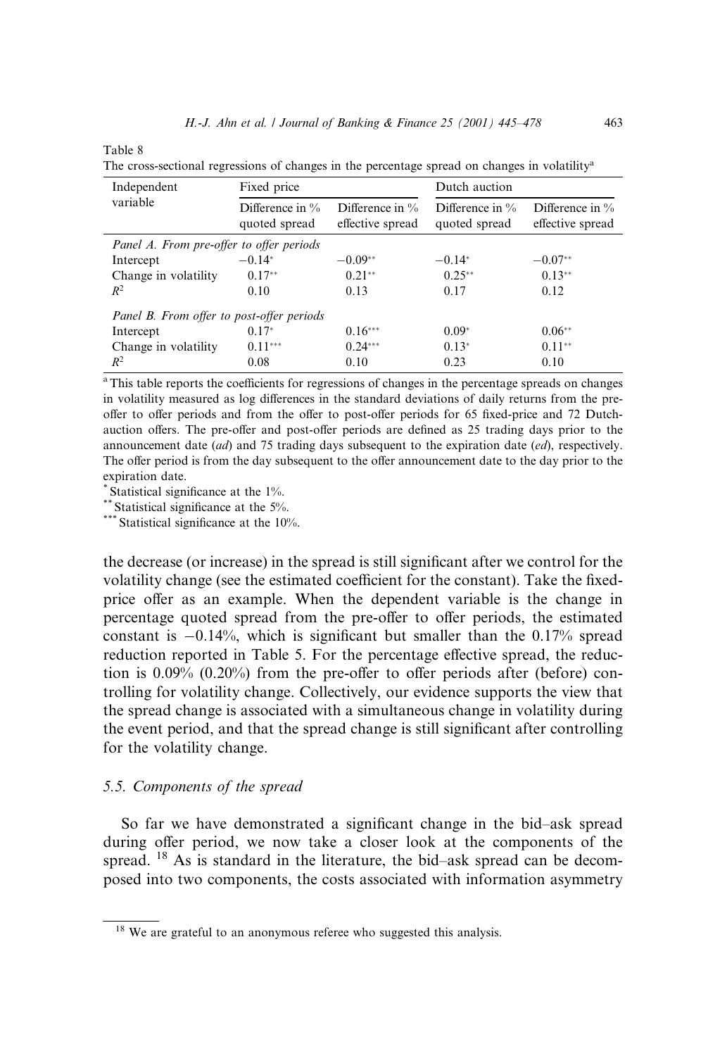Table 8

The cross-sectional regressions of changes in the percentage spread on changes in volatility[a]

| Independent variable | Fixed price | | Dutch auction | |
|---|---|---|---|---|
| | Difference in % quoted spread | Difference in % effective spread | Difference in % quoted spread | Difference in % effective spread |
| *Panel A. From pre-offer to offer periods* | | | | |
| Intercept | −0.14* | −0.09** | −0.14* | −0.07** |
| Change in volatility | 0.17** | 0.21** | 0.25** | 0.13** |
| $R^2$ | 0.10 | 0.13 | 0.17 | 0.12 |
| *Panel B. From offer to post-offer periods* | | | | |
| Intercept | 0.17* | 0.16*** | 0.09* | 0.06** |
| Change in volatility | 0.11*** | 0.24*** | 0.13* | 0.11** |
| $R^2$ | 0.08 | 0.10 | 0.23 | 0.10 |

[a] This table reports the coefficients for regressions of changes in the percentage spreads on changes in volatility measured as log differences in the standard deviations of daily returns from the pre-offer to offer periods and from the offer to post-offer periods for 65 fixed-price and 72 Dutch-auction offers. The pre-offer and post-offer periods are defined as 25 trading days prior to the announcement date (*ad*) and 75 trading days subsequent to the expiration date (*ed*), respectively. The offer period is from the day subsequent to the offer announcement date to the day prior to the expiration date.

\* Statistical significance at the 1%.

\*\* Statistical significance at the 5%.

\*\*\* Statistical significance at the 10%.

the decrease (or increase) in the spread is still significant after we control for the volatility change (see the estimated coefficient for the constant). Take the fixed-price offer as an example. When the dependent variable is the change in percentage quoted spread from the pre-offer to offer periods, the estimated constant is −0.14%, which is significant but smaller than the 0.17% spread reduction reported in Table 5. For the percentage effective spread, the reduction is 0.09% (0.20%) from the pre-offer to offer periods after (before) controlling for volatility change. Collectively, our evidence supports the view that the spread change is associated with a simultaneous change in volatility during the event period, and that the spread change is still significant after controlling for the volatility change.

### 5.5. Components of the spread

So far we have demonstrated a significant change in the bid–ask spread during offer period, we now take a closer look at the components of the spread. [18] As is standard in the literature, the bid–ask spread can be decomposed into two components, the costs associated with information asymmetry

[18] We are grateful to an anonymous referee who suggested this analysis.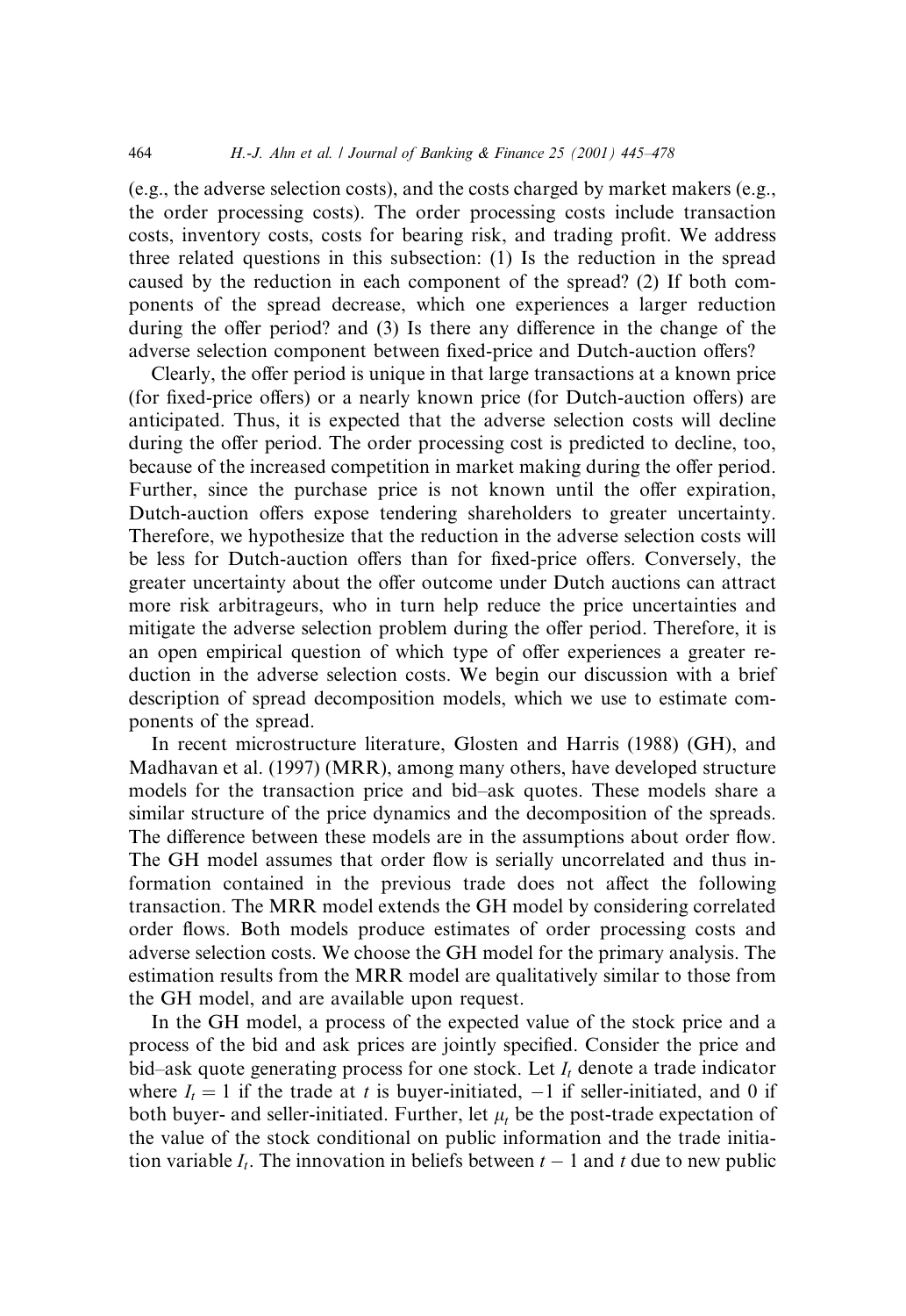(e.g., the adverse selection costs), and the costs charged by market makers (e.g., the order processing costs). The order processing costs include transaction costs, inventory costs, costs for bearing risk, and trading profit. We address three related questions in this subsection: (1) Is the reduction in the spread caused by the reduction in each component of the spread? (2) If both components of the spread decrease, which one experiences a larger reduction during the offer period? and (3) Is there any difference in the change of the adverse selection component between fixed-price and Dutch-auction offers?

Clearly, the offer period is unique in that large transactions at a known price (for fixed-price offers) or a nearly known price (for Dutch-auction offers) are anticipated. Thus, it is expected that the adverse selection costs will decline during the offer period. The order processing cost is predicted to decline, too, because of the increased competition in market making during the offer period. Further, since the purchase price is not known until the offer expiration, Dutch-auction offers expose tendering shareholders to greater uncertainty. Therefore, we hypothesize that the reduction in the adverse selection costs will be less for Dutch-auction offers than for fixed-price offers. Conversely, the greater uncertainty about the offer outcome under Dutch auctions can attract more risk arbitrageurs, who in turn help reduce the price uncertainties and mitigate the adverse selection problem during the offer period. Therefore, it is an open empirical question of which type of offer experiences a greater reduction in the adverse selection costs. We begin our discussion with a brief description of spread decomposition models, which we use to estimate components of the spread.

In recent microstructure literature, Glosten and Harris (1988) (GH), and Madhavan et al. (1997) (MRR), among many others, have developed structure models for the transaction price and bid–ask quotes. These models share a similar structure of the price dynamics and the decomposition of the spreads. The difference between these models are in the assumptions about order flow. The GH model assumes that order flow is serially uncorrelated and thus information contained in the previous trade does not affect the following transaction. The MRR model extends the GH model by considering correlated order flows. Both models produce estimates of order processing costs and adverse selection costs. We choose the GH model for the primary analysis. The estimation results from the MRR model are qualitatively similar to those from the GH model, and are available upon request.

In the GH model, a process of the expected value of the stock price and a process of the bid and ask prices are jointly specified. Consider the price and bid–ask quote generating process for one stock. Let $I_t$ denote a trade indicator where $I_t = 1$ if the trade at $t$ is buyer-initiated, $-1$ if seller-initiated, and 0 if both buyer- and seller-initiated. Further, let $\mu_t$ be the post-trade expectation of the value of the stock conditional on public information and the trade initiation variable $I_t$. The innovation in beliefs between $t-1$ and $t$ due to new public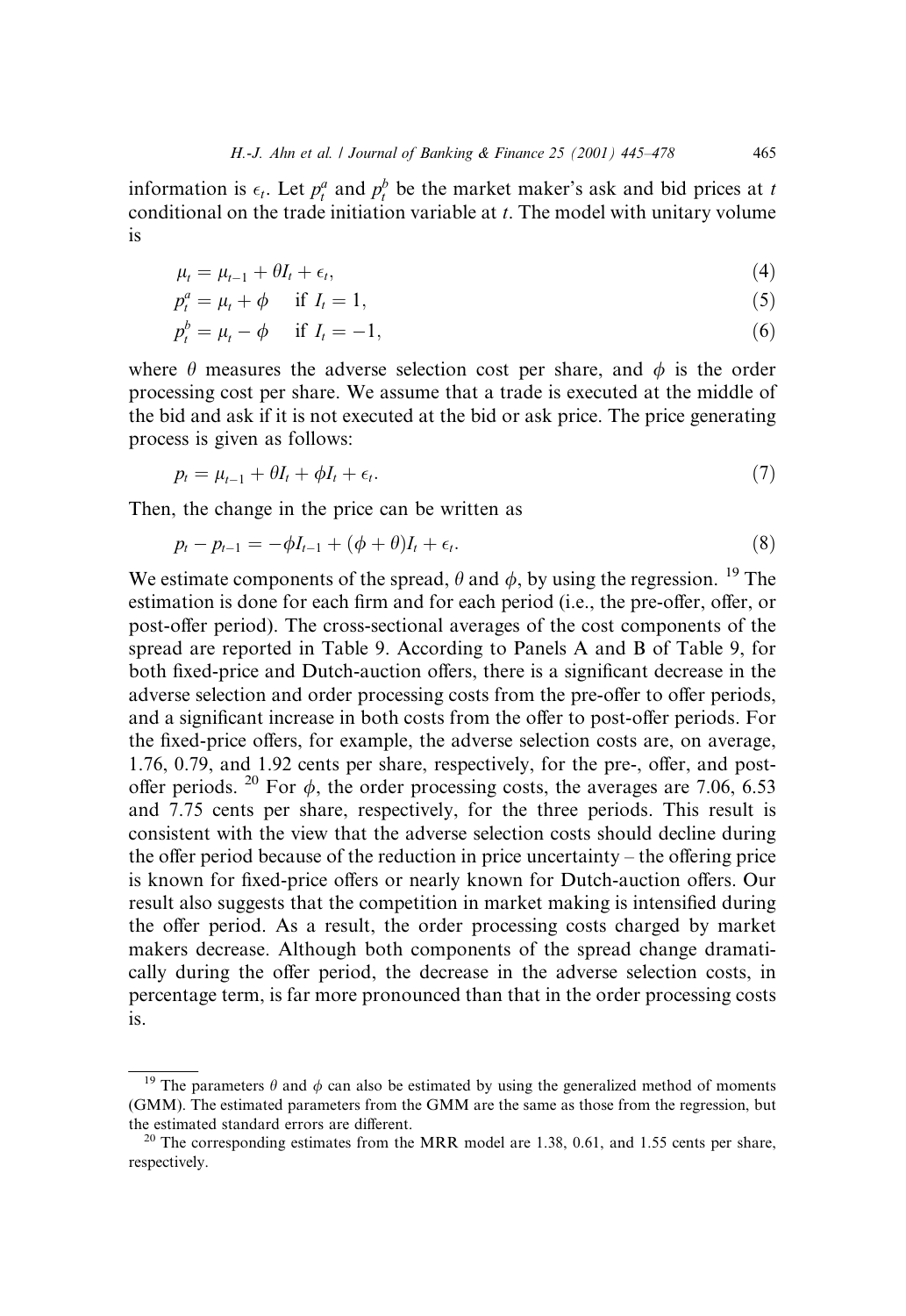information is $\epsilon_t$. Let $p_t^a$ and $p_t^b$ be the market maker's ask and bid prices at $t$ conditional on the trade initiation variable at $t$. The model with unitary volume is

$$\mu_t = \mu_{t-1} + \theta I_t + \epsilon_t, \tag{4}$$

$$p_t^a = \mu_t + \phi \quad \text{if } I_t = 1, \tag{5}$$

$$p_t^b = \mu_t - \phi \quad \text{if } I_t = -1, \tag{6}$$

where $\theta$ measures the adverse selection cost per share, and $\phi$ is the order processing cost per share. We assume that a trade is executed at the middle of the bid and ask if it is not executed at the bid or ask price. The price generating process is given as follows:

$$p_t = \mu_{t-1} + \theta I_t + \phi I_t + \epsilon_t. \tag{7}$$

Then, the change in the price can be written as

$$p_t - p_{t-1} = -\phi I_{t-1} + (\phi + \theta) I_t + \epsilon_t. \tag{8}$$

We estimate components of the spread, $\theta$ and $\phi$, by using the regression.[19] The estimation is done for each firm and for each period (i.e., the pre-offer, offer, or post-offer period). The cross-sectional averages of the cost components of the spread are reported in Table 9. According to Panels A and B of Table 9, for both fixed-price and Dutch-auction offers, there is a significant decrease in the adverse selection and order processing costs from the pre-offer to offer periods, and a significant increase in both costs from the offer to post-offer periods. For the fixed-price offers, for example, the adverse selection costs are, on average, 1.76, 0.79, and 1.92 cents per share, respectively, for the pre-, offer, and post-offer periods.[20] For $\phi$, the order processing costs, the averages are 7.06, 6.53 and 7.75 cents per share, respectively, for the three periods. This result is consistent with the view that the adverse selection costs should decline during the offer period because of the reduction in price uncertainty – the offering price is known for fixed-price offers or nearly known for Dutch-auction offers. Our result also suggests that the competition in market making is intensified during the offer period. As a result, the order processing costs charged by market makers decrease. Although both components of the spread change dramatically during the offer period, the decrease in the adverse selection costs, in percentage term, is far more pronounced than that in the order processing costs is.

---

[19] The parameters $\theta$ and $\phi$ can also be estimated by using the generalized method of moments (GMM). The estimated parameters from the GMM are the same as those from the regression, but the estimated standard errors are different.

[20] The corresponding estimates from the MRR model are 1.38, 0.61, and 1.55 cents per share, respectively.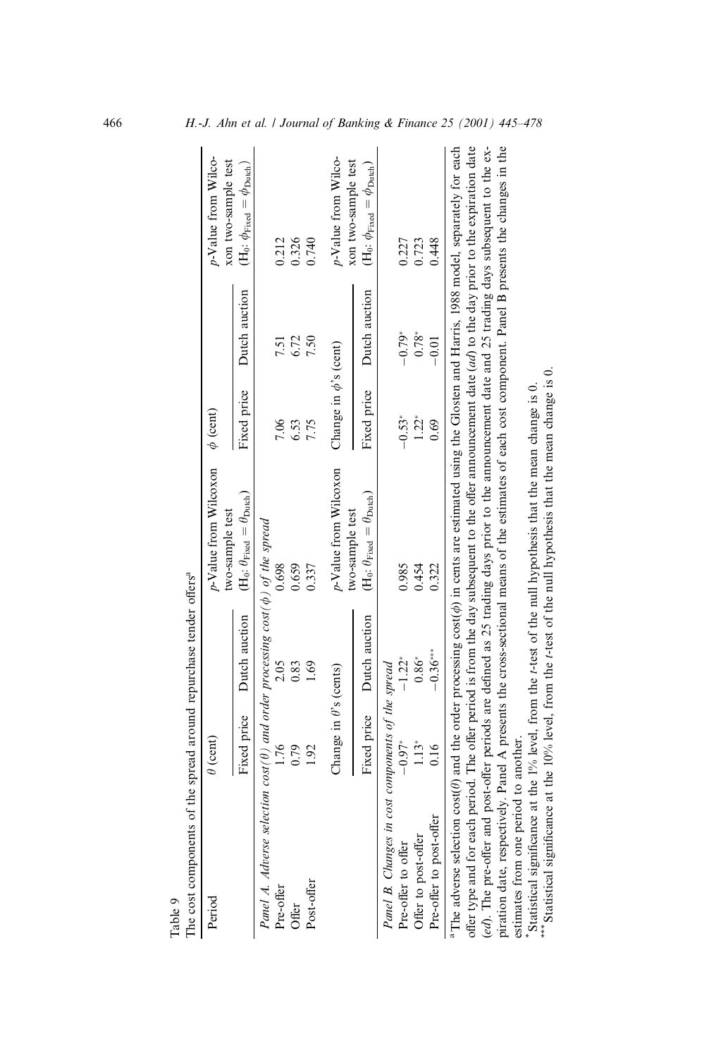Table 9

The cost components of the spread around repurchase tender offers[a]

| Period | $\theta$ (cent) | | p-Value from Wilcoxon two-sample test | $\phi$ (cent) | | p-Value from Wilcoxon two-sample test |
|---|---|---|---|---|---|---|
| | Fixed price | Dutch auction | ($H_0$: $\theta_{\text{Fixed}} = \theta_{\text{Dutch}}$) | Fixed price | Dutch auction | ($H_0$: $\phi_{\text{Fixed}} = \phi_{\text{Dutch}}$) |
| *Panel A. Adverse selection cost($\theta$) and order processing cost($\phi$) of the spread* | | | | | | |
| Pre-offer | 1.76 | 2.05 | 0.698 | 7.06 | 7.51 | 0.212 |
| Offer | 0.79 | 0.83 | 0.659 | 6.53 | 6.72 | 0.326 |
| Post-offer | 1.92 | 1.69 | 0.337 | 7.75 | 7.50 | 0.740 |
| | Change in $\theta$'s (cents) | | p-Value from Wilcoxon two-sample test | Change in $\phi$'s (cent) | | p-Value from Wilcoxon two-sample test |
| | Fixed price | Dutch auction | ($H_0$: $\theta_{\text{Fixed}} = \theta_{\text{Dutch}}$) | Fixed price | Dutch auction | ($H_0$: $\phi_{\text{Fixed}} = \phi_{\text{Dutch}}$) |
| *Panel B. Changes in cost components of the spread* | | | | | | |
| Pre-offer to offer | −0.97* | −1.22* | 0.985 | −0.53* | −0.79* | 0.227 |
| Offer to post-offer | 1.13* | 0.86* | 0.454 | 1.22* | 0.78* | 0.723 |
| Pre-offer to post-offer | 0.16 | −0.36*** | 0.322 | 0.69 | −0.01 | 0.448 |

[a] The adverse selection cost($\theta$) and the order processing cost($\phi$) in cents are estimated using the Glosten and Harris, 1988 model, separately for each offer type and for each period. The offer period is from the day subsequent to the offer announcement date (*ad*) to the day prior to the expiration date (*ed*). The pre-offer and post-offer periods are defined as 25 trading days prior to the announcement date and 25 trading days subsequent to the expiration date, respectively. Panel A presents the cross-sectional means of the estimates of each cost component. Panel B presents the changes in the estimates from one period to another.

\* Statistical significance at the 1% level, from the *t*-test of the null hypothesis that the mean change is 0.

\*\*\* Statistical significance at the 10% level, from the *t*-test of the null hypothesis that the mean change is 0.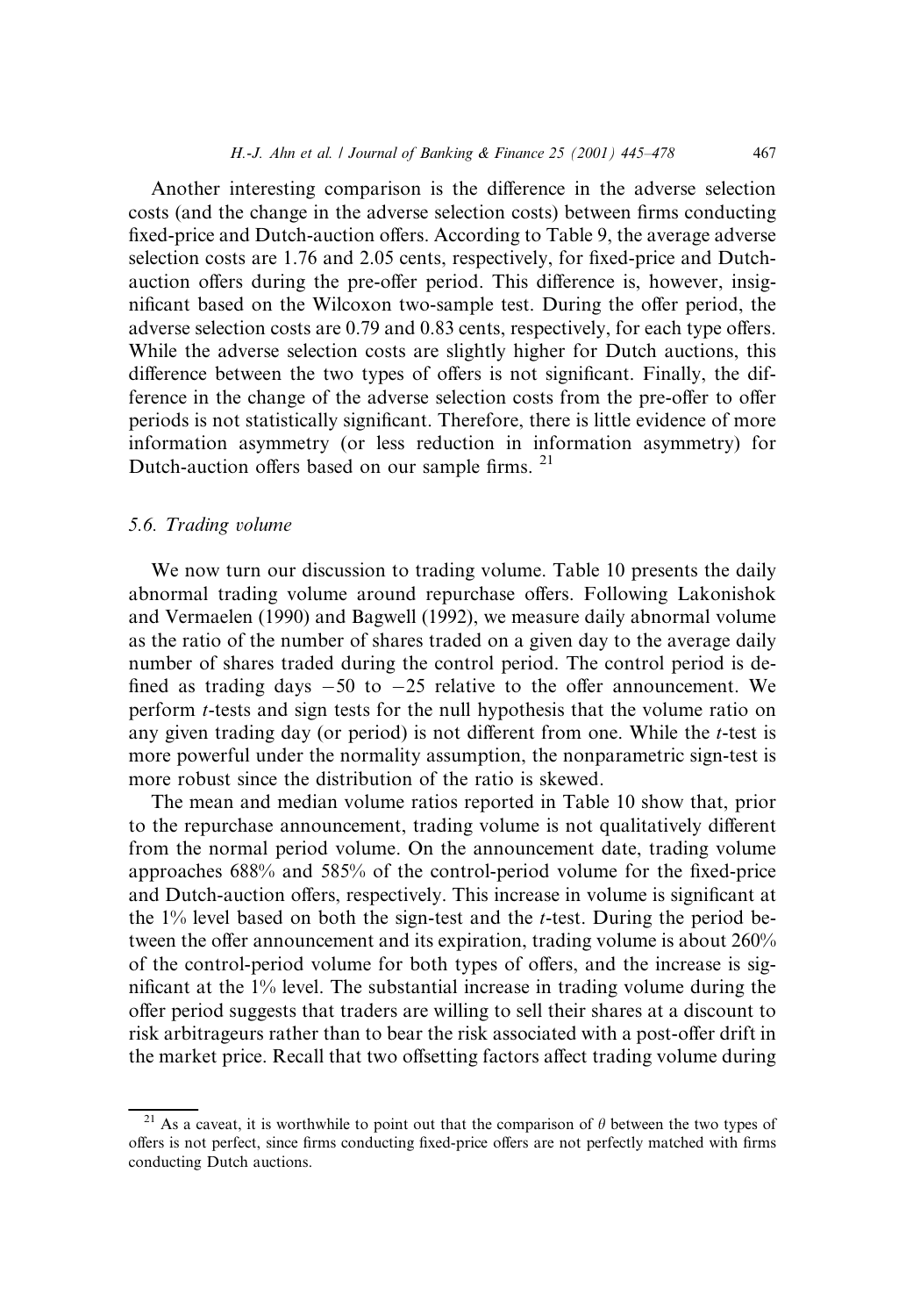Another interesting comparison is the difference in the adverse selection costs (and the change in the adverse selection costs) between firms conducting fixed-price and Dutch-auction offers. According to Table 9, the average adverse selection costs are 1.76 and 2.05 cents, respectively, for fixed-price and Dutch-auction offers during the pre-offer period. This difference is, however, insignificant based on the Wilcoxon two-sample test. During the offer period, the adverse selection costs are 0.79 and 0.83 cents, respectively, for each type offers. While the adverse selection costs are slightly higher for Dutch auctions, this difference between the two types of offers is not significant. Finally, the difference in the change of the adverse selection costs from the pre-offer to offer periods is not statistically significant. Therefore, there is little evidence of more information asymmetry (or less reduction in information asymmetry) for Dutch-auction offers based on our sample firms. [21]

### 5.6. Trading volume

We now turn our discussion to trading volume. Table 10 presents the daily abnormal trading volume around repurchase offers. Following Lakonishok and Vermaelen (1990) and Bagwell (1992), we measure daily abnormal volume as the ratio of the number of shares traded on a given day to the average daily number of shares traded during the control period. The control period is defined as trading days $-50$ to $-25$ relative to the offer announcement. We perform $t$-tests and sign tests for the null hypothesis that the volume ratio on any given trading day (or period) is not different from one. While the $t$-test is more powerful under the normality assumption, the nonparametric sign-test is more robust since the distribution of the ratio is skewed.

The mean and median volume ratios reported in Table 10 show that, prior to the repurchase announcement, trading volume is not qualitatively different from the normal period volume. On the announcement date, trading volume approaches 688% and 585% of the control-period volume for the fixed-price and Dutch-auction offers, respectively. This increase in volume is significant at the 1% level based on both the sign-test and the $t$-test. During the period between the offer announcement and its expiration, trading volume is about 260% of the control-period volume for both types of offers, and the increase is significant at the 1% level. The substantial increase in trading volume during the offer period suggests that traders are willing to sell their shares at a discount to risk arbitrageurs rather than to bear the risk associated with a post-offer drift in the market price. Recall that two offsetting factors affect trading volume during

[21] As a caveat, it is worthwhile to point out that the comparison of $\theta$ between the two types of offers is not perfect, since firms conducting fixed-price offers are not perfectly matched with firms conducting Dutch auctions.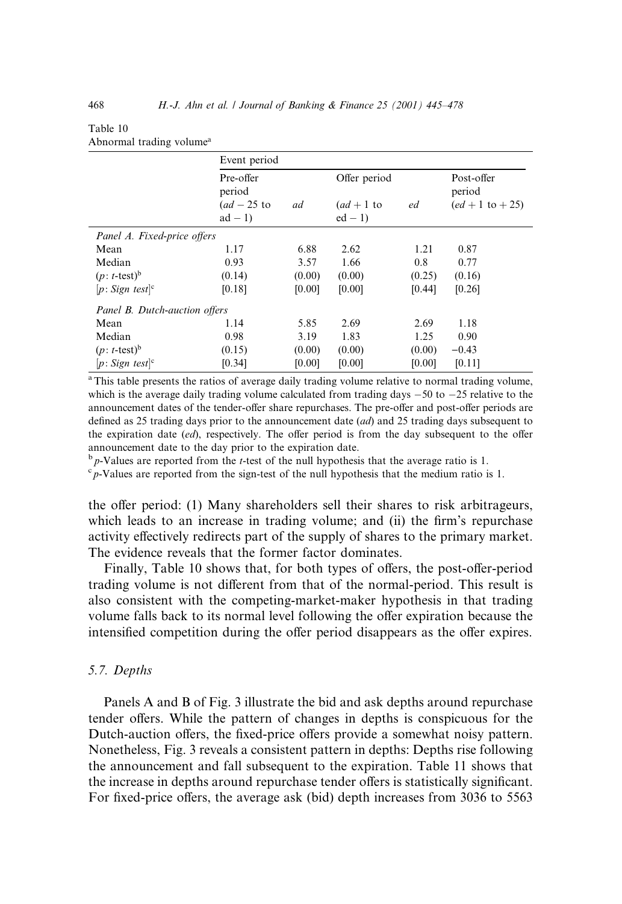Table 10
Abnormal trading volume[a]

| | Event period | | | | |
|---|---|---|---|---|---|
| | Pre-offer period ($ad - 25$ to $ad - 1$) | $ad$ | Offer period ($ad + 1$ to $ed - 1$) | $ed$ | Post-offer period ($ed + 1$ to $+25$) |
| *Panel A. Fixed-price offers* | | | | | |
| Mean | 1.17 | 6.88 | 2.62 | 1.21 | 0.87 |
| Median | 0.93 | 3.57 | 1.66 | 0.8 | 0.77 |
| ($p$: $t$-test)[b] | (0.14) | (0.00) | (0.00) | (0.25) | (0.16) |
| [$p$: *Sign test*][c] | [0.18] | [0.00] | [0.00] | [0.44] | [0.26] |
| *Panel B. Dutch-auction offers* | | | | | |
| Mean | 1.14 | 5.85 | 2.69 | 2.69 | 1.18 |
| Median | 0.98 | 3.19 | 1.83 | 1.25 | 0.90 |
| ($p$: $t$-test)[b] | (0.15) | (0.00) | (0.00) | (0.00) | −0.43 |
| [$p$: *Sign test*][c] | [0.34] | [0.00] | [0.00] | [0.00] | [0.11] |

[a] This table presents the ratios of average daily trading volume relative to normal trading volume, which is the average daily trading volume calculated from trading days −50 to −25 relative to the announcement dates of the tender-offer share repurchases. The pre-offer and post-offer periods are defined as 25 trading days prior to the announcement date (*ad*) and 25 trading days subsequent to the expiration date (*ed*), respectively. The offer period is from the day subsequent to the offer announcement date to the day prior to the expiration date.

[b] $p$-Values are reported from the $t$-test of the null hypothesis that the average ratio is 1.

[c] $p$-Values are reported from the sign-test of the null hypothesis that the medium ratio is 1.

the offer period: (1) Many shareholders sell their shares to risk arbitrageurs, which leads to an increase in trading volume; and (ii) the firm's repurchase activity effectively redirects part of the supply of shares to the primary market. The evidence reveals that the former factor dominates.

Finally, Table 10 shows that, for both types of offers, the post-offer-period trading volume is not different from that of the normal-period. This result is also consistent with the competing-market-maker hypothesis in that trading volume falls back to its normal level following the offer expiration because the intensified competition during the offer period disappears as the offer expires.

### 5.7. Depths

Panels A and B of Fig. 3 illustrate the bid and ask depths around repurchase tender offers. While the pattern of changes in depths is conspicuous for the Dutch-auction offers, the fixed-price offers provide a somewhat noisy pattern. Nonetheless, Fig. 3 reveals a consistent pattern in depths: Depths rise following the announcement and fall subsequent to the expiration. Table 11 shows that the increase in depths around repurchase tender offers is statistically significant. For fixed-price offers, the average ask (bid) depth increases from 3036 to 5563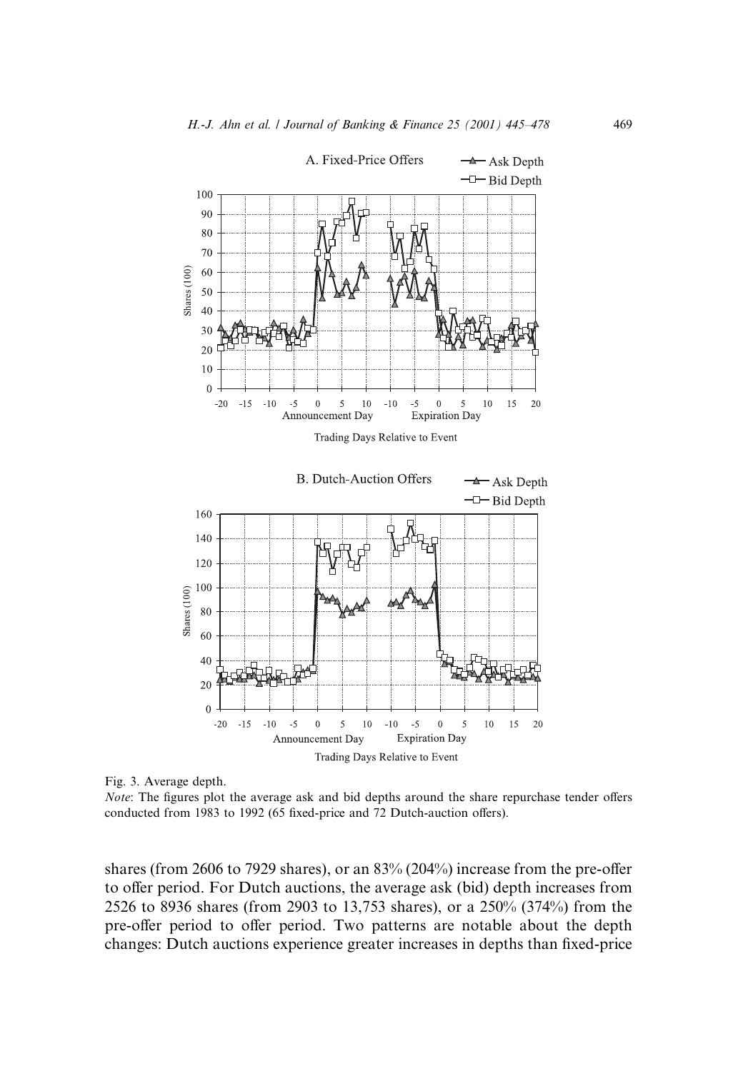Fig. 3. Average depth.

*Note*: The figures plot the average ask and bid depths around the share repurchase tender offers conducted from 1983 to 1992 (65 fixed-price and 72 Dutch-auction offers).

shares (from 2606 to 7929 shares), or an 83% (204%) increase from the pre-offer to offer period. For Dutch auctions, the average ask (bid) depth increases from 2526 to 8936 shares (from 2903 to 13,753 shares), or a 250% (374%) from the pre-offer period to offer period. Two patterns are notable about the depth changes: Dutch auctions experience greater increases in depths than fixed-price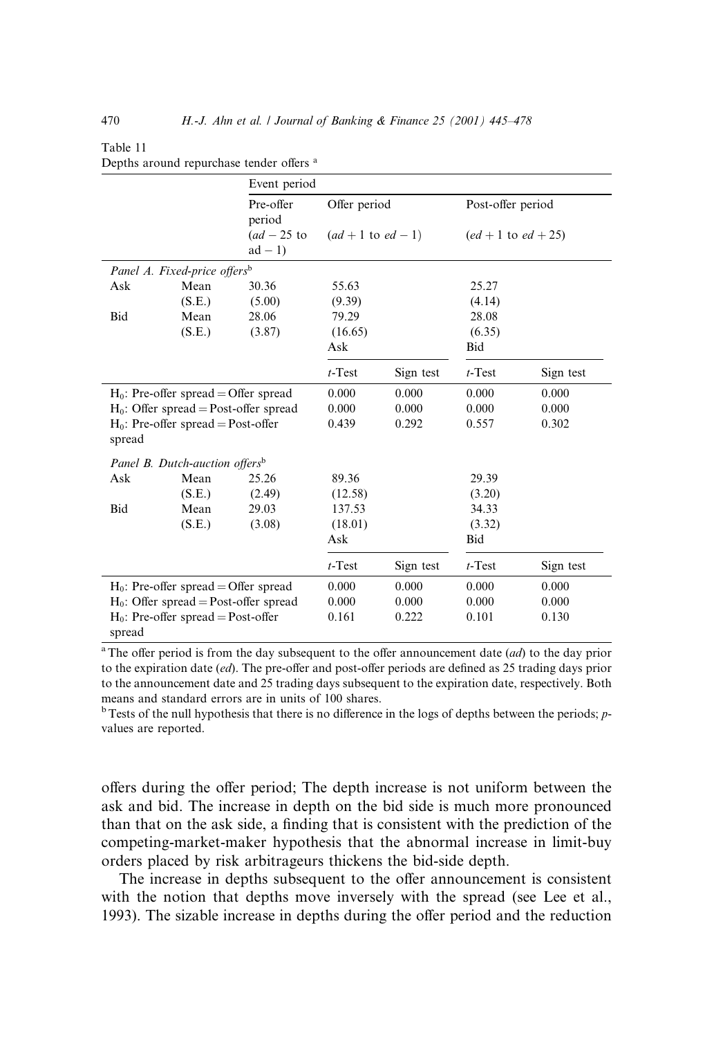Table 11

Depths around repurchase tender offers [a]

| | | Event period | | | | |
|---|---|---|---|---|---|---|
| | | Pre-offer period | Offer period | | Post-offer period | |
| | | ($ad-25$ to $ad-1$) | ($ad+1$ to $ed-1$) | | ($ed+1$ to $ed+25$) | |
| *Panel A. Fixed-price offers*[b] | | | | | | |
| Ask | Mean | 30.36 | 55.63 | | 25.27 | |
| | (S.E.) | (5.00) | (9.39) | | (4.14) | |
| Bid | Mean | 28.06 | 79.29 | | 28.08 | |
| | (S.E.) | (3.87) | (16.65) | | (6.35) | |
| | | | Ask | | Bid | |
| | | | *t*-Test | Sign test | *t*-Test | Sign test |
| $H_0$: Pre-offer spread = Offer spread | | | 0.000 | 0.000 | 0.000 | 0.000 |
| $H_0$: Offer spread = Post-offer spread | | | 0.000 | 0.000 | 0.000 | 0.000 |
| $H_0$: Pre-offer spread = Post-offer spread | | | 0.439 | 0.292 | 0.557 | 0.302 |
| *Panel B. Dutch-auction offers*[b] | | | | | | |
| Ask | Mean | 25.26 | 89.36 | | 29.39 | |
| | (S.E.) | (2.49) | (12.58) | | (3.20) | |
| Bid | Mean | 29.03 | 137.53 | | 34.33 | |
| | (S.E.) | (3.08) | (18.01) | | (3.32) | |
| | | | Ask | | Bid | |
| | | | *t*-Test | Sign test | *t*-Test | Sign test |
| $H_0$: Pre-offer spread = Offer spread | | | 0.000 | 0.000 | 0.000 | 0.000 |
| $H_0$: Offer spread = Post-offer spread | | | 0.000 | 0.000 | 0.000 | 0.000 |
| $H_0$: Pre-offer spread = Post-offer spread | | | 0.161 | 0.222 | 0.101 | 0.130 |

[a] The offer period is from the day subsequent to the offer announcement date (*ad*) to the day prior to the expiration date (*ed*). The pre-offer and post-offer periods are defined as 25 trading days prior to the announcement date and 25 trading days subsequent to the expiration date, respectively. Both means and standard errors are in units of 100 shares.

[b] Tests of the null hypothesis that there is no difference in the logs of depths between the periods; *p*-values are reported.

offers during the offer period; The depth increase is not uniform between the ask and bid. The increase in depth on the bid side is much more pronounced than that on the ask side, a finding that is consistent with the prediction of the competing-market-maker hypothesis that the abnormal increase in limit-buy orders placed by risk arbitrageurs thickens the bid-side depth.

The increase in depths subsequent to the offer announcement is consistent with the notion that depths move inversely with the spread (see Lee et al., 1993). The sizable increase in depths during the offer period and the reduction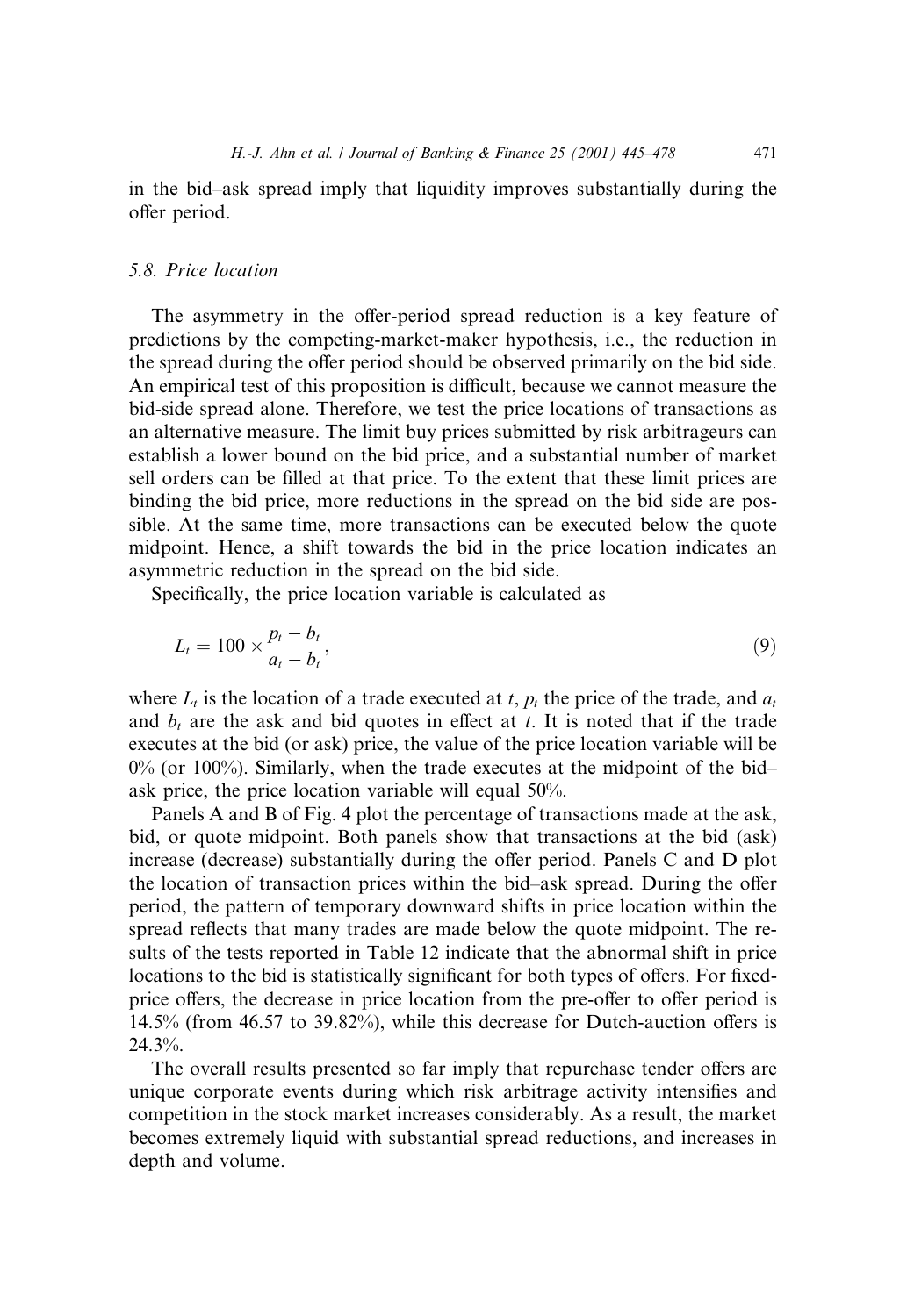in the bid–ask spread imply that liquidity improves substantially during the offer period.

### 5.8. Price location

The asymmetry in the offer-period spread reduction is a key feature of predictions by the competing-market-maker hypothesis, i.e., the reduction in the spread during the offer period should be observed primarily on the bid side. An empirical test of this proposition is difficult, because we cannot measure the bid-side spread alone. Therefore, we test the price locations of transactions as an alternative measure. The limit buy prices submitted by risk arbitrageurs can establish a lower bound on the bid price, and a substantial number of market sell orders can be filled at that price. To the extent that these limit prices are binding the bid price, more reductions in the spread on the bid side are possible. At the same time, more transactions can be executed below the quote midpoint. Hence, a shift towards the bid in the price location indicates an asymmetric reduction in the spread on the bid side.

Specifically, the price location variable is calculated as

$$L_t = 100 \times \frac{p_t - b_t}{a_t - b_t}, \tag{9}$$

where $L_t$ is the location of a trade executed at $t$, $p_t$ the price of the trade, and $a_t$ and $b_t$ are the ask and bid quotes in effect at $t$. It is noted that if the trade executes at the bid (or ask) price, the value of the price location variable will be 0% (or 100%). Similarly, when the trade executes at the midpoint of the bid–ask price, the price location variable will equal 50%.

Panels A and B of Fig. 4 plot the percentage of transactions made at the ask, bid, or quote midpoint. Both panels show that transactions at the bid (ask) increase (decrease) substantially during the offer period. Panels C and D plot the location of transaction prices within the bid–ask spread. During the offer period, the pattern of temporary downward shifts in price location within the spread reflects that many trades are made below the quote midpoint. The results of the tests reported in Table 12 indicate that the abnormal shift in price locations to the bid is statistically significant for both types of offers. For fixed-price offers, the decrease in price location from the pre-offer to offer period is 14.5% (from 46.57 to 39.82%), while this decrease for Dutch-auction offers is 24.3%.

The overall results presented so far imply that repurchase tender offers are unique corporate events during which risk arbitrage activity intensifies and competition in the stock market increases considerably. As a result, the market becomes extremely liquid with substantial spread reductions, and increases in depth and volume.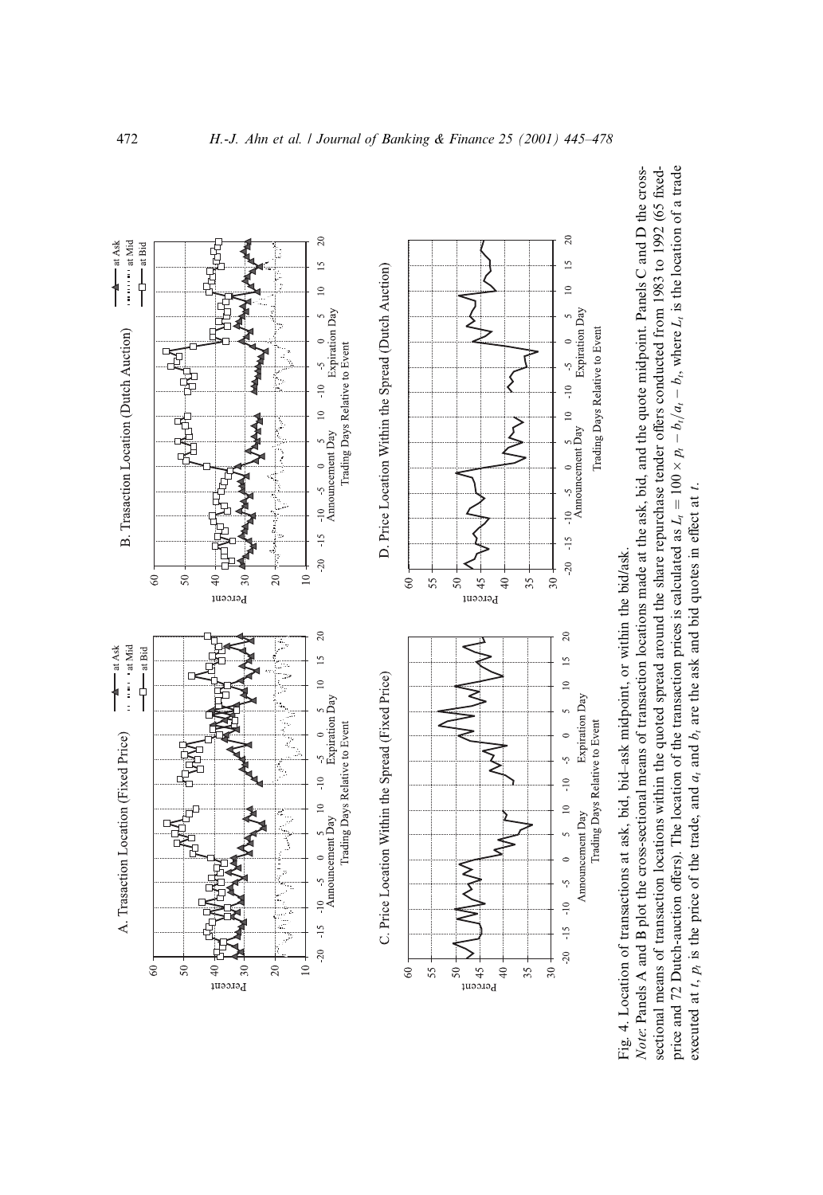Fig. 4. Location of transactions at ask, bid, bid–ask midpoint, or within the bid/ask.

*Note*: Panels A and B plot the cross-sectional means of transaction locations made at the ask, bid, and the quote midpoint. Panels C and D the cross-sectional means of transaction locations within the quoted spread around the share repurchase tender offers conducted from 1983 to 1992 (65 fixed-price and 72 Dutch-auction offers). The location of the transaction prices is calculated as $L_t = 100 \times p_t - b_t / a_t - b_t$, where $L_t$ is the location of a trade executed at $t$, $p_t$ is the price of the trade, and $a_t$ and $b_t$ are the ask and bid quotes in effect at $t$.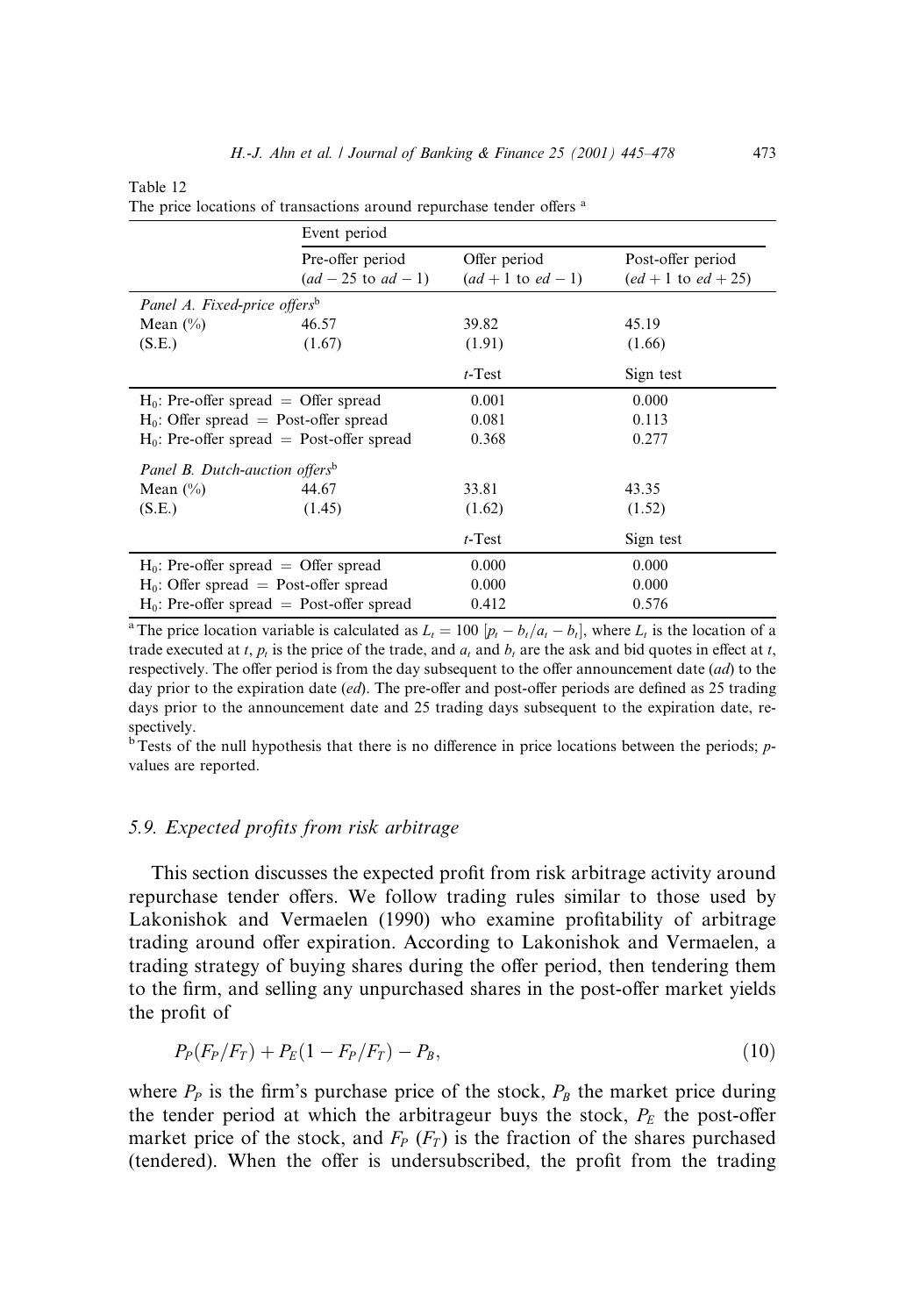Table 12
The price locations of transactions around repurchase tender offers [a]

| | Event period | | |
|---|---|---|---|
| | Pre-offer period ($ad-25$ to $ad-1$) | Offer period ($ad+1$ to $ed-1$) | Post-offer period ($ed+1$ to $ed+25$) |
| *Panel A. Fixed-price offers*[b] | | | |
| Mean (%) | 46.57 | 39.82 | 45.19 |
| (S.E.) | (1.67) | (1.91) | (1.66) |
| | | *t*-Test | Sign test |
| $H_0$: Pre-offer spread = Offer spread | | 0.001 | 0.000 |
| $H_0$: Offer spread = Post-offer spread | | 0.081 | 0.113 |
| $H_0$: Pre-offer spread = Post-offer spread | | 0.368 | 0.277 |
| *Panel B. Dutch-auction offers*[b] | | | |
| Mean (%) | 44.67 | 33.81 | 43.35 |
| (S.E.) | (1.45) | (1.62) | (1.52) |
| | | *t*-Test | Sign test |
| $H_0$: Pre-offer spread = Offer spread | | 0.000 | 0.000 |
| $H_0$: Offer spread = Post-offer spread | | 0.000 | 0.000 |
| $H_0$: Pre-offer spread = Post-offer spread | | 0.412 | 0.576 |

[a] The price location variable is calculated as $L_t = 100\,[p_t - b_t/a_t - b_t]$, where $L_t$ is the location of a trade executed at $t$, $p_t$ is the price of the trade, and $a_t$ and $b_t$ are the ask and bid quotes in effect at $t$, respectively. The offer period is from the day subsequent to the offer announcement date ($ad$) to the day prior to the expiration date ($ed$). The pre-offer and post-offer periods are defined as 25 trading days prior to the announcement date and 25 trading days subsequent to the expiration date, respectively.

[b] Tests of the null hypothesis that there is no difference in price locations between the periods; $p$-values are reported.

### 5.9. Expected profits from risk arbitrage

This section discusses the expected profit from risk arbitrage activity around repurchase tender offers. We follow trading rules similar to those used by Lakonishok and Vermaelen (1990) who examine profitability of arbitrage trading around offer expiration. According to Lakonishok and Vermaelen, a trading strategy of buying shares during the offer period, then tendering them to the firm, and selling any unpurchased shares in the post-offer market yields the profit of

$$P_P(F_P/F_T) + P_E(1 - F_P/F_T) - P_B, \tag{10}$$

where $P_P$ is the firm's purchase price of the stock, $P_B$ the market price during the tender period at which the arbitrageur buys the stock, $P_E$ the post-offer market price of the stock, and $F_P$ ($F_T$) is the fraction of the shares purchased (tendered). When the offer is undersubscribed, the profit from the trading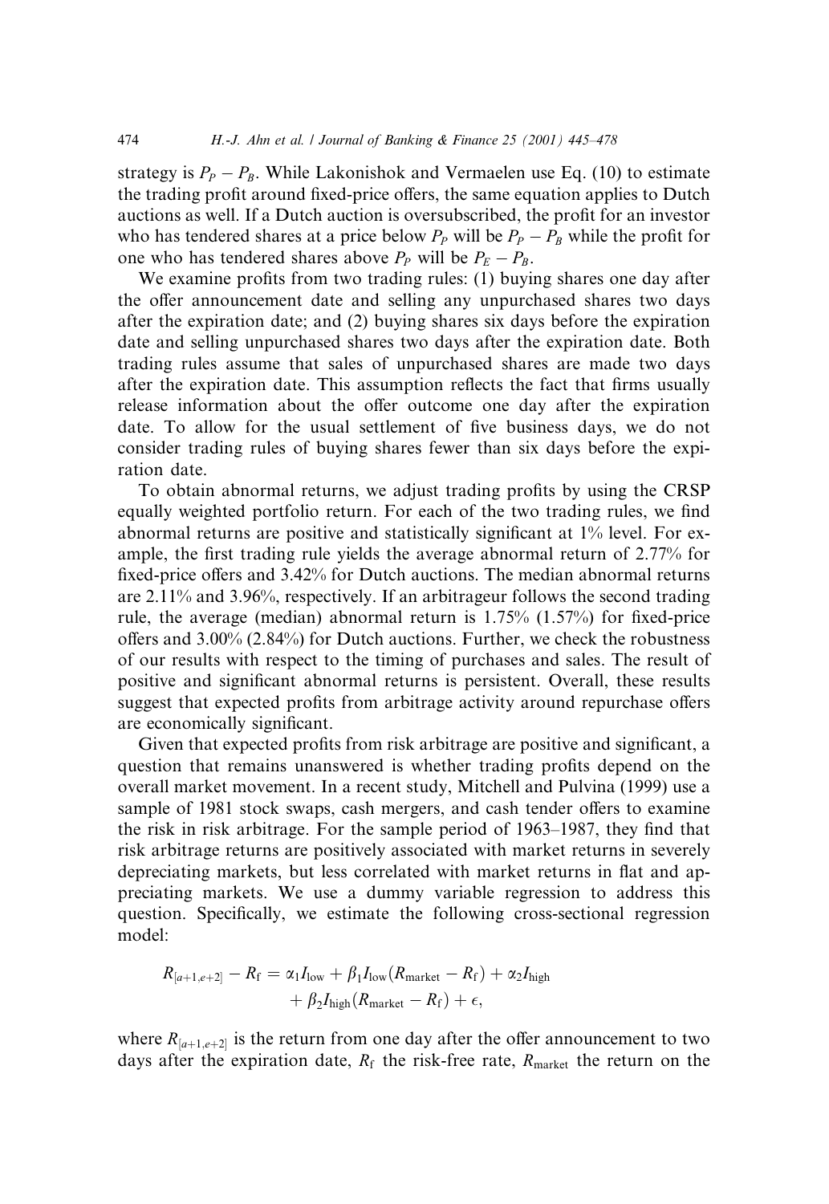strategy is $P_P - P_B$. While Lakonishok and Vermaelen use Eq. (10) to estimate the trading profit around fixed-price offers, the same equation applies to Dutch auctions as well. If a Dutch auction is oversubscribed, the profit for an investor who has tendered shares at a price below $P_P$ will be $P_P - P_B$ while the profit for one who has tendered shares above $P_P$ will be $P_E - P_B$.

We examine profits from two trading rules: (1) buying shares one day after the offer announcement date and selling any unpurchased shares two days after the expiration date; and (2) buying shares six days before the expiration date and selling unpurchased shares two days after the expiration date. Both trading rules assume that sales of unpurchased shares are made two days after the expiration date. This assumption reflects the fact that firms usually release information about the offer outcome one day after the expiration date. To allow for the usual settlement of five business days, we do not consider trading rules of buying shares fewer than six days before the expiration date.

To obtain abnormal returns, we adjust trading profits by using the CRSP equally weighted portfolio return. For each of the two trading rules, we find abnormal returns are positive and statistically significant at 1% level. For example, the first trading rule yields the average abnormal return of 2.77% for fixed-price offers and 3.42% for Dutch auctions. The median abnormal returns are 2.11% and 3.96%, respectively. If an arbitrageur follows the second trading rule, the average (median) abnormal return is 1.75% (1.57%) for fixed-price offers and 3.00% (2.84%) for Dutch auctions. Further, we check the robustness of our results with respect to the timing of purchases and sales. The result of positive and significant abnormal returns is persistent. Overall, these results suggest that expected profits from arbitrage activity around repurchase offers are economically significant.

Given that expected profits from risk arbitrage are positive and significant, a question that remains unanswered is whether trading profits depend on the overall market movement. In a recent study, Mitchell and Pulvina (1999) use a sample of 1981 stock swaps, cash mergers, and cash tender offers to examine the risk in risk arbitrage. For the sample period of 1963–1987, they find that risk arbitrage returns are positively associated with market returns in severely depreciating markets, but less correlated with market returns in flat and appreciating markets. We use a dummy variable regression to address this question. Specifically, we estimate the following cross-sectional regression model:

$$R_{[a+1,e+2]} - R_{\mathrm{f}} = \alpha_1 I_{\mathrm{low}} + \beta_1 I_{\mathrm{low}}(R_{\mathrm{market}} - R_{\mathrm{f}}) + \alpha_2 I_{\mathrm{high}} + \beta_2 I_{\mathrm{high}}(R_{\mathrm{market}} - R_{\mathrm{f}}) + \epsilon,$$

where $R_{[a+1,e+2]}$ is the return from one day after the offer announcement to two days after the expiration date, $R_{\mathrm{f}}$ the risk-free rate, $R_{\mathrm{market}}$ the return on the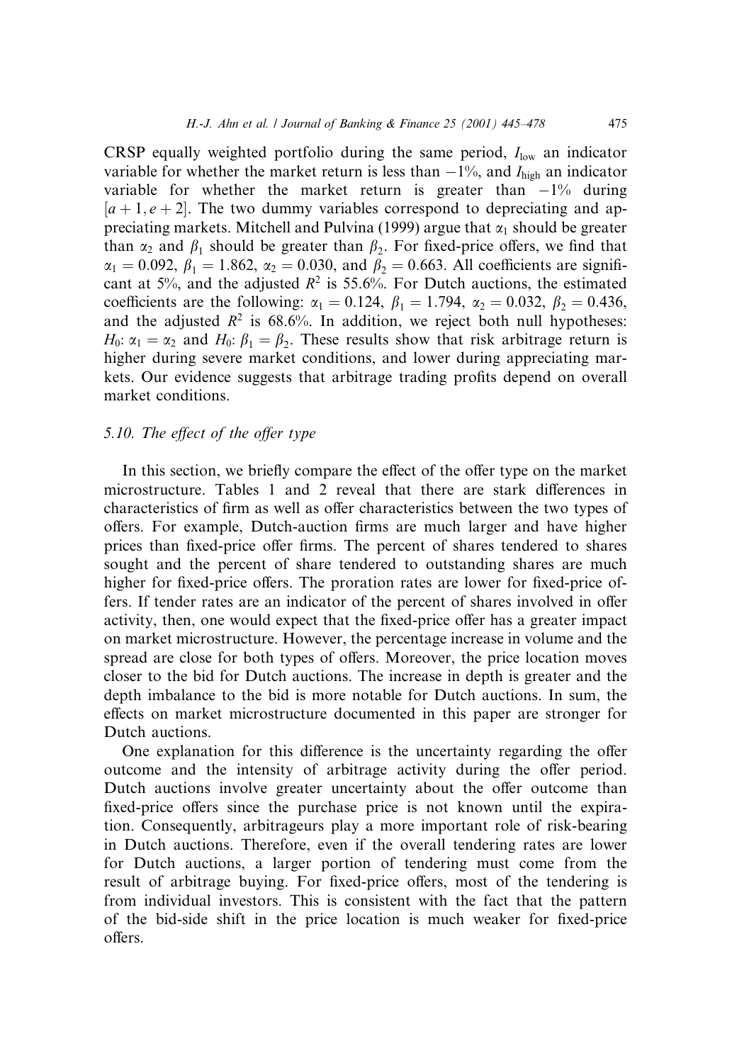CRSP equally weighted portfolio during the same period, $I_{low}$ an indicator variable for whether the market return is less than $-1\%$, and $I_{high}$ an indicator variable for whether the market return is greater than $-1\%$ during $[a+1, e+2]$. The two dummy variables correspond to depreciating and appreciating markets. Mitchell and Pulvina (1999) argue that $\alpha_1$ should be greater than $\alpha_2$ and $\beta_1$ should be greater than $\beta_2$. For fixed-price offers, we find that $\alpha_1 = 0.092$, $\beta_1 = 1.862$, $\alpha_2 = 0.030$, and $\beta_2 = 0.663$. All coefficients are significant at 5%, and the adjusted $R^2$ is 55.6%. For Dutch auctions, the estimated coefficients are the following: $\alpha_1 = 0.124$, $\beta_1 = 1.794$, $\alpha_2 = 0.032$, $\beta_2 = 0.436$, and the adjusted $R^2$ is 68.6%. In addition, we reject both null hypotheses: $H_0$: $\alpha_1 = \alpha_2$ and $H_0$: $\beta_1 = \beta_2$. These results show that risk arbitrage return is higher during severe market conditions, and lower during appreciating markets. Our evidence suggests that arbitrage trading profits depend on overall market conditions.

### 5.10. The effect of the offer type

In this section, we briefly compare the effect of the offer type on the market microstructure. Tables 1 and 2 reveal that there are stark differences in characteristics of firm as well as offer characteristics between the two types of offers. For example, Dutch-auction firms are much larger and have higher prices than fixed-price offer firms. The percent of shares tendered to shares sought and the percent of share tendered to outstanding shares are much higher for fixed-price offers. The proration rates are lower for fixed-price offers. If tender rates are an indicator of the percent of shares involved in offer activity, then, one would expect that the fixed-price offer has a greater impact on market microstructure. However, the percentage increase in volume and the spread are close for both types of offers. Moreover, the price location moves closer to the bid for Dutch auctions. The increase in depth is greater and the depth imbalance to the bid is more notable for Dutch auctions. In sum, the effects on market microstructure documented in this paper are stronger for Dutch auctions.

One explanation for this difference is the uncertainty regarding the offer outcome and the intensity of arbitrage activity during the offer period. Dutch auctions involve greater uncertainty about the offer outcome than fixed-price offers since the purchase price is not known until the expiration. Consequently, arbitrageurs play a more important role of risk-bearing in Dutch auctions. Therefore, even if the overall tendering rates are lower for Dutch auctions, a larger portion of tendering must come from the result of arbitrage buying. For fixed-price offers, most of the tendering is from individual investors. This is consistent with the fact that the pattern of the bid-side shift in the price location is much weaker for fixed-price offers.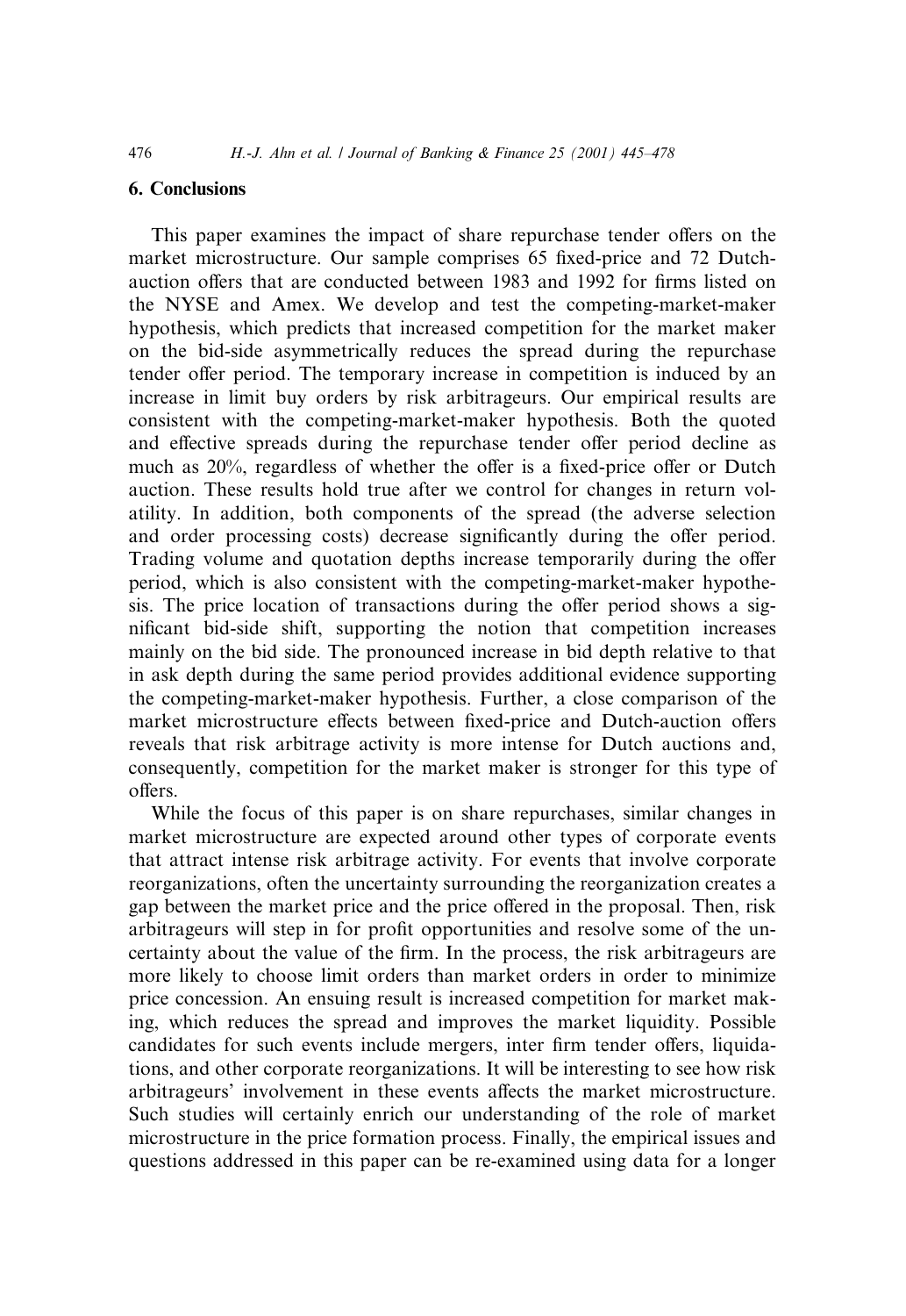## 6. Conclusions

This paper examines the impact of share repurchase tender offers on the market microstructure. Our sample comprises 65 fixed-price and 72 Dutch-auction offers that are conducted between 1983 and 1992 for firms listed on the NYSE and Amex. We develop and test the competing-market-maker hypothesis, which predicts that increased competition for the market maker on the bid-side asymmetrically reduces the spread during the repurchase tender offer period. The temporary increase in competition is induced by an increase in limit buy orders by risk arbitrageurs. Our empirical results are consistent with the competing-market-maker hypothesis. Both the quoted and effective spreads during the repurchase tender offer period decline as much as 20%, regardless of whether the offer is a fixed-price offer or Dutch auction. These results hold true after we control for changes in return volatility. In addition, both components of the spread (the adverse selection and order processing costs) decrease significantly during the offer period. Trading volume and quotation depths increase temporarily during the offer period, which is also consistent with the competing-market-maker hypothesis. The price location of transactions during the offer period shows a significant bid-side shift, supporting the notion that competition increases mainly on the bid side. The pronounced increase in bid depth relative to that in ask depth during the same period provides additional evidence supporting the competing-market-maker hypothesis. Further, a close comparison of the market microstructure effects between fixed-price and Dutch-auction offers reveals that risk arbitrage activity is more intense for Dutch auctions and, consequently, competition for the market maker is stronger for this type of offers.

While the focus of this paper is on share repurchases, similar changes in market microstructure are expected around other types of corporate events that attract intense risk arbitrage activity. For events that involve corporate reorganizations, often the uncertainty surrounding the reorganization creates a gap between the market price and the price offered in the proposal. Then, risk arbitrageurs will step in for profit opportunities and resolve some of the uncertainty about the value of the firm. In the process, the risk arbitrageurs are more likely to choose limit orders than market orders in order to minimize price concession. An ensuing result is increased competition for market making, which reduces the spread and improves the market liquidity. Possible candidates for such events include mergers, inter firm tender offers, liquidations, and other corporate reorganizations. It will be interesting to see how risk arbitrageurs' involvement in these events affects the market microstructure. Such studies will certainly enrich our understanding of the role of market microstructure in the price formation process. Finally, the empirical issues and questions addressed in this paper can be re-examined using data for a longer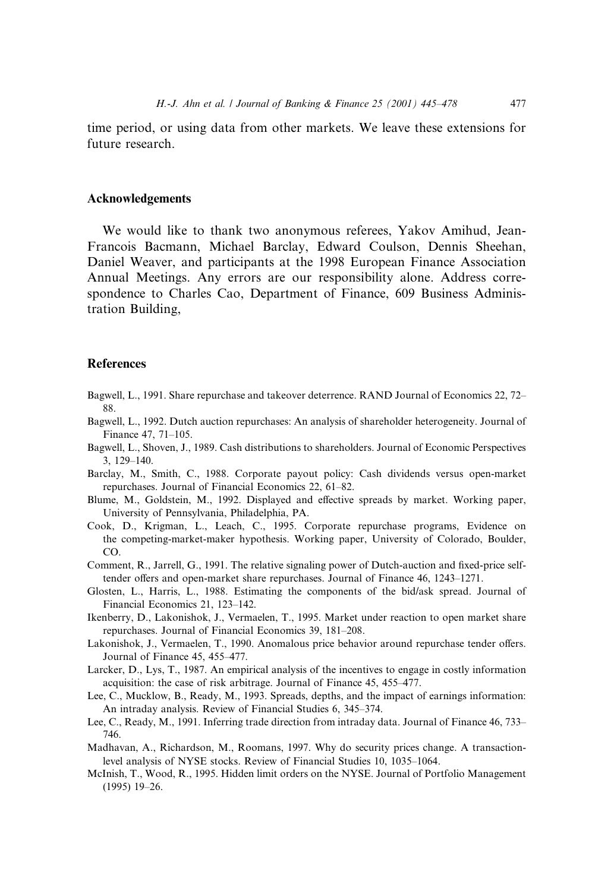time period, or using data from other markets. We leave these extensions for future research.

## Acknowledgements

We would like to thank two anonymous referees, Yakov Amihud, Jean-Francois Bacmann, Michael Barclay, Edward Coulson, Dennis Sheehan, Daniel Weaver, and participants at the 1998 European Finance Association Annual Meetings. Any errors are our responsibility alone. Address correspondence to Charles Cao, Department of Finance, 609 Business Administration Building,

## References

Bagwell, L., 1991. Share repurchase and takeover deterrence. RAND Journal of Economics 22, 72–88.

Bagwell, L., 1992. Dutch auction repurchases: An analysis of shareholder heterogeneity. Journal of Finance 47, 71–105.

Bagwell, L., Shoven, J., 1989. Cash distributions to shareholders. Journal of Economic Perspectives 3, 129–140.

Barclay, M., Smith, C., 1988. Corporate payout policy: Cash dividends versus open-market repurchases. Journal of Financial Economics 22, 61–82.

Blume, M., Goldstein, M., 1992. Displayed and effective spreads by market. Working paper, University of Pennsylvania, Philadelphia, PA.

Cook, D., Krigman, L., Leach, C., 1995. Corporate repurchase programs, Evidence on the competing-market-maker hypothesis. Working paper, University of Colorado, Boulder, CO.

Comment, R., Jarrell, G., 1991. The relative signaling power of Dutch-auction and fixed-price self-tender offers and open-market share repurchases. Journal of Finance 46, 1243–1271.

Glosten, L., Harris, L., 1988. Estimating the components of the bid/ask spread. Journal of Financial Economics 21, 123–142.

Ikenberry, D., Lakonishok, J., Vermaelen, T., 1995. Market under reaction to open market share repurchases. Journal of Financial Economics 39, 181–208.

Lakonishok, J., Vermaelen, T., 1990. Anomalous price behavior around repurchase tender offers. Journal of Finance 45, 455–477.

Larcker, D., Lys, T., 1987. An empirical analysis of the incentives to engage in costly information acquisition: the case of risk arbitrage. Journal of Finance 45, 455–477.

Lee, C., Mucklow, B., Ready, M., 1993. Spreads, depths, and the impact of earnings information: An intraday analysis. Review of Financial Studies 6, 345–374.

Lee, C., Ready, M., 1991. Inferring trade direction from intraday data. Journal of Finance 46, 733–746.

Madhavan, A., Richardson, M., Roomans, 1997. Why do security prices change. A transaction-level analysis of NYSE stocks. Review of Financial Studies 10, 1035–1064.

McInish, T., Wood, R., 1995. Hidden limit orders on the NYSE. Journal of Portfolio Management (1995) 19–26.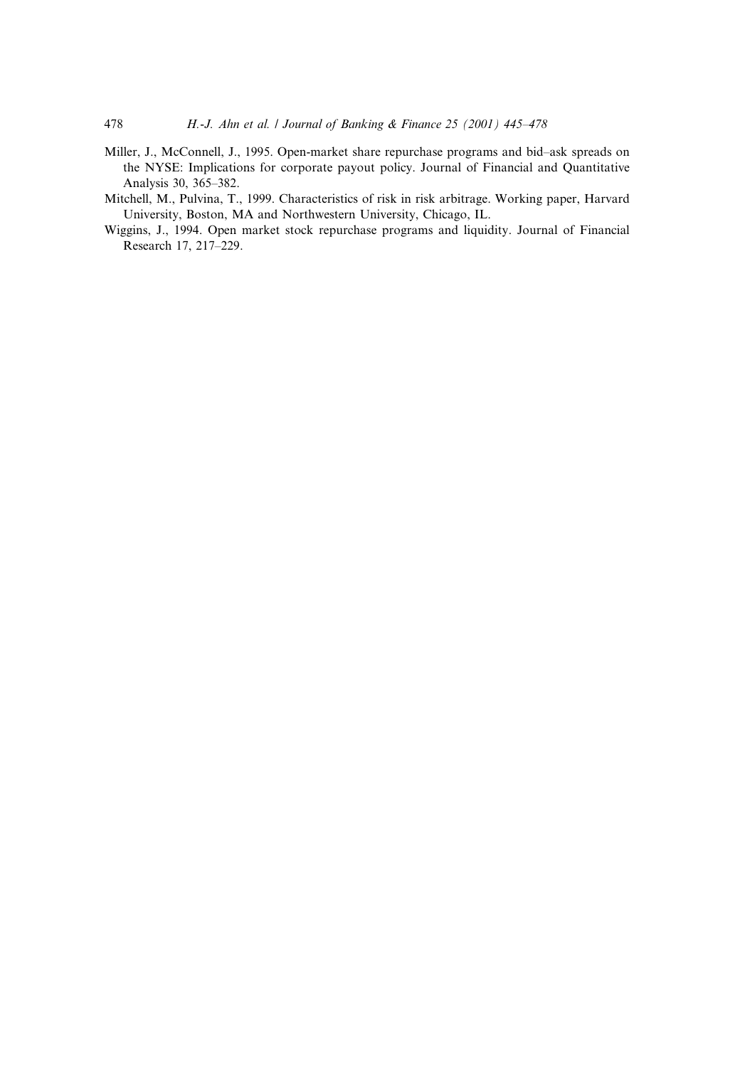Miller, J., McConnell, J., 1995. Open-market share repurchase programs and bid–ask spreads on the NYSE: Implications for corporate payout policy. Journal of Financial and Quantitative Analysis 30, 365–382.

Mitchell, M., Pulvina, T., 1999. Characteristics of risk in risk arbitrage. Working paper, Harvard University, Boston, MA and Northwestern University, Chicago, IL.

Wiggins, J., 1994. Open market stock repurchase programs and liquidity. Journal of Financial Research 17, 217–229.